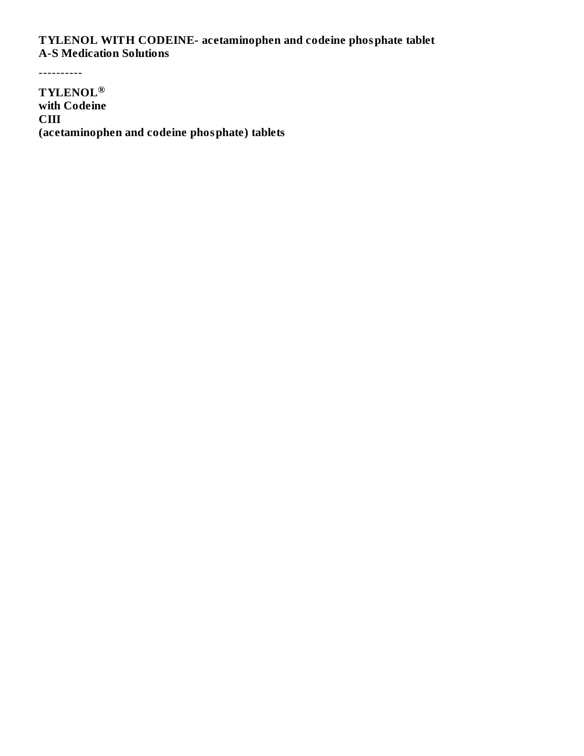**TYLENOL WITH CODEINE- acetaminophen and codeine phosphate tablet**
**A-S Medication Solutions**

----------

**TYLENOL®**
**with Codeine**
**CIII**
**(acetaminophen and codeine phosphate) tablets**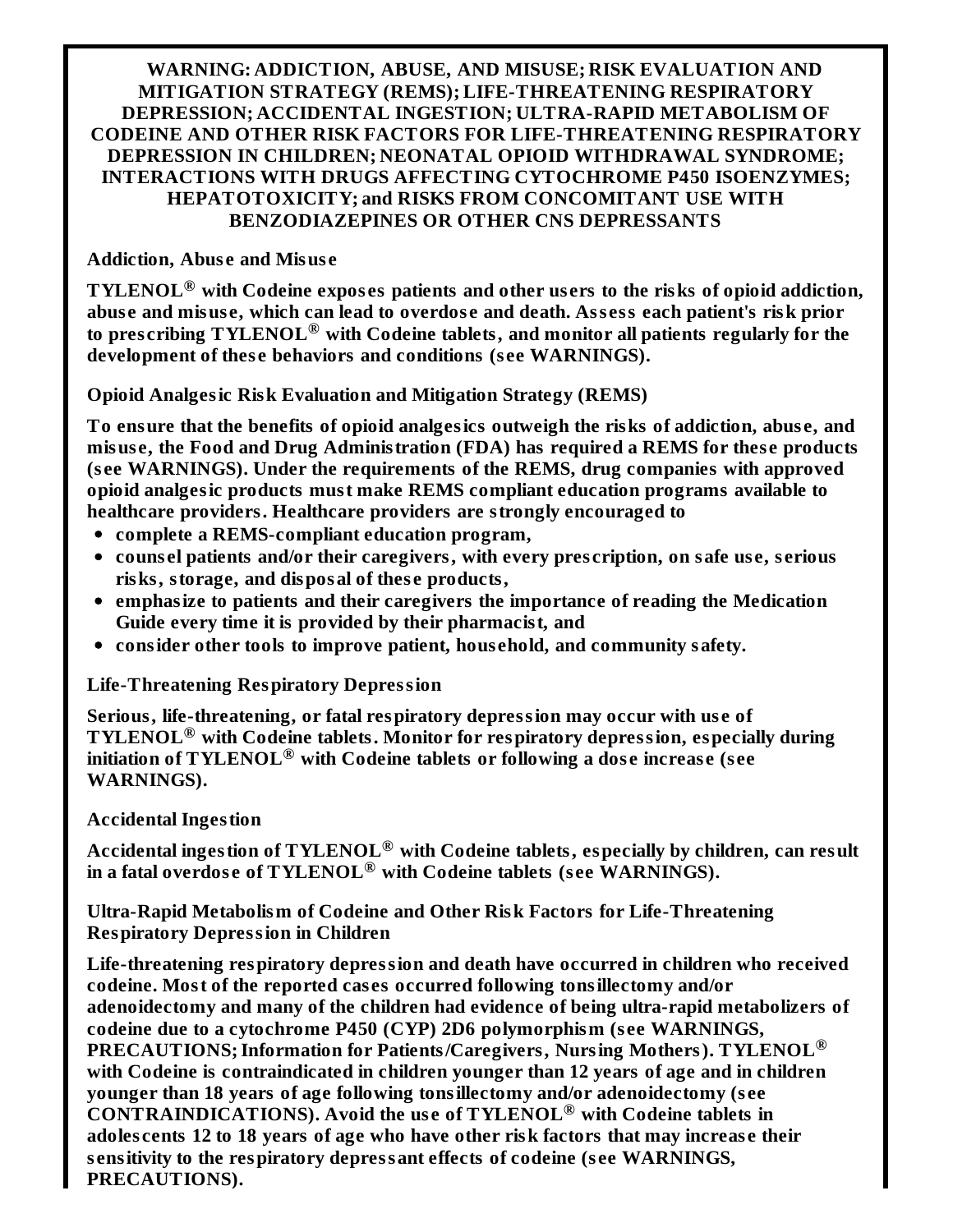**WARNING: ADDICTION, ABUSE, AND MISUSE; RISK EVALUATION AND MITIGATION STRATEGY (REMS); LIFE-THREATENING RESPIRATORY DEPRESSION; ACCIDENTAL INGESTION; ULTRA-RAPID METABOLISM OF CODEINE AND OTHER RISK FACTORS FOR LIFE-THREATENING RESPIRATORY DEPRESSION IN CHILDREN; NEONATAL OPIOID WITHDRAWAL SYNDROME; INTERACTIONS WITH DRUGS AFFECTING CYTOCHROME P450 ISOENZYMES; HEPATOTOXICITY; and RISKS FROM CONCOMITANT USE WITH BENZODIAZEPINES OR OTHER CNS DEPRESSANTS**

**Addiction, Abuse and Misuse**

**TYLENOL® with Codeine exposes patients and other users to the risks of opioid addiction, abuse and misuse, which can lead to overdose and death. Assess each patient's risk prior to prescribing TYLENOL® with Codeine tablets, and monitor all patients regularly for the development of these behaviors and conditions (see WARNINGS).**

**Opioid Analgesic Risk Evaluation and Mitigation Strategy (REMS)**

**To ensure that the benefits of opioid analgesics outweigh the risks of addiction, abuse, and misuse, the Food and Drug Administration (FDA) has required a REMS for these products (see WARNINGS). Under the requirements of the REMS, drug companies with approved opioid analgesic products must make REMS compliant education programs available to healthcare providers. Healthcare providers are strongly encouraged to**

- **complete a REMS-compliant education program,**
- **counsel patients and/or their caregivers, with every prescription, on safe use, serious risks, storage, and disposal of these products,**
- **emphasize to patients and their caregivers the importance of reading the Medication Guide every time it is provided by their pharmacist, and**
- **consider other tools to improve patient, household, and community safety.**

**Life-Threatening Respiratory Depression**

**Serious, life-threatening, or fatal respiratory depression may occur with use of TYLENOL® with Codeine tablets. Monitor for respiratory depression, especially during initiation of TYLENOL® with Codeine tablets or following a dose increase (see WARNINGS).**

**Accidental Ingestion**

**Accidental ingestion of TYLENOL® with Codeine tablets, especially by children, can result in a fatal overdose of TYLENOL® with Codeine tablets (see WARNINGS).**

**Ultra-Rapid Metabolism of Codeine and Other Risk Factors for Life-Threatening Respiratory Depression in Children**

**Life-threatening respiratory depression and death have occurred in children who received codeine. Most of the reported cases occurred following tonsillectomy and/or adenoidectomy and many of the children had evidence of being ultra-rapid metabolizers of codeine due to a cytochrome P450 (CYP) 2D6 polymorphism (see WARNINGS, PRECAUTIONS; Information for Patients/Caregivers, Nursing Mothers). TYLENOL® with Codeine is contraindicated in children younger than 12 years of age and in children younger than 18 years of age following tonsillectomy and/or adenoidectomy (see CONTRAINDICATIONS). Avoid the use of TYLENOL® with Codeine tablets in adolescents 12 to 18 years of age who have other risk factors that may increase their sensitivity to the respiratory depressant effects of codeine (see WARNINGS, PRECAUTIONS).**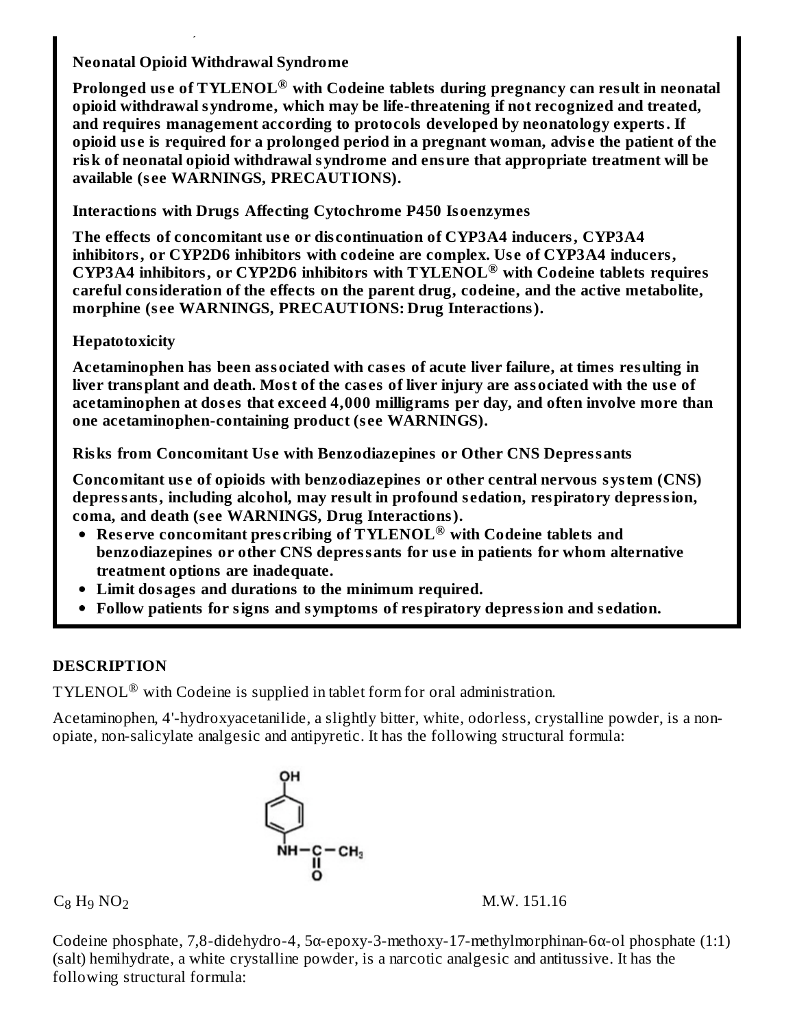**Neonatal Opioid Withdrawal Syndrome**

**Prolonged use of TYLENOL® with Codeine tablets during pregnancy can result in neonatal opioid withdrawal syndrome, which may be life-threatening if not recognized and treated, and requires management according to protocols developed by neonatology experts. If opioid use is required for a prolonged period in a pregnant woman, advise the patient of the risk of neonatal opioid withdrawal syndrome and ensure that appropriate treatment will be available (see WARNINGS, PRECAUTIONS).**

**Interactions with Drugs Affecting Cytochrome P450 Isoenzymes**

**The effects of concomitant use or discontinuation of CYP3A4 inducers, CYP3A4 inhibitors, or CYP2D6 inhibitors with codeine are complex. Use of CYP3A4 inducers, CYP3A4 inhibitors, or CYP2D6 inhibitors with TYLENOL® with Codeine tablets requires careful consideration of the effects on the parent drug, codeine, and the active metabolite, morphine (see WARNINGS, PRECAUTIONS: Drug Interactions).**

**Hepatotoxicity**

**Acetaminophen has been associated with cases of acute liver failure, at times resulting in liver transplant and death. Most of the cases of liver injury are associated with the use of acetaminophen at doses that exceed 4,000 milligrams per day, and often involve more than one acetaminophen-containing product (see WARNINGS).**

**Risks from Concomitant Use with Benzodiazepines or Other CNS Depressants**

**Concomitant use of opioids with benzodiazepines or other central nervous system (CNS) depressants, including alcohol, may result in profound sedation, respiratory depression, coma, and death (see WARNINGS, Drug Interactions).**

- **Reserve concomitant prescribing of TYLENOL® with Codeine tablets and benzodiazepines or other CNS depressants for use in patients for whom alternative treatment options are inadequate.**
- **Limit dosages and durations to the minimum required.**
- **Follow patients for signs and symptoms of respiratory depression and sedation.**

## DESCRIPTION

TYLENOL® with Codeine is supplied in tablet form for oral administration.

Acetaminophen, 4'-hydroxyacetanilide, a slightly bitter, white, odorless, crystalline powder, is a non-opiate, non-salicylate analgesic and antipyretic. It has the following structural formula:

$C_8H_9NO_2$ M.W. 151.16

Codeine phosphate, 7,8-didehydro-4, 5α-epoxy-3-methoxy-17-methylmorphinan-6α-ol phosphate (1:1) (salt) hemihydrate, a white crystalline powder, is a narcotic analgesic and antitussive. It has the following structural formula: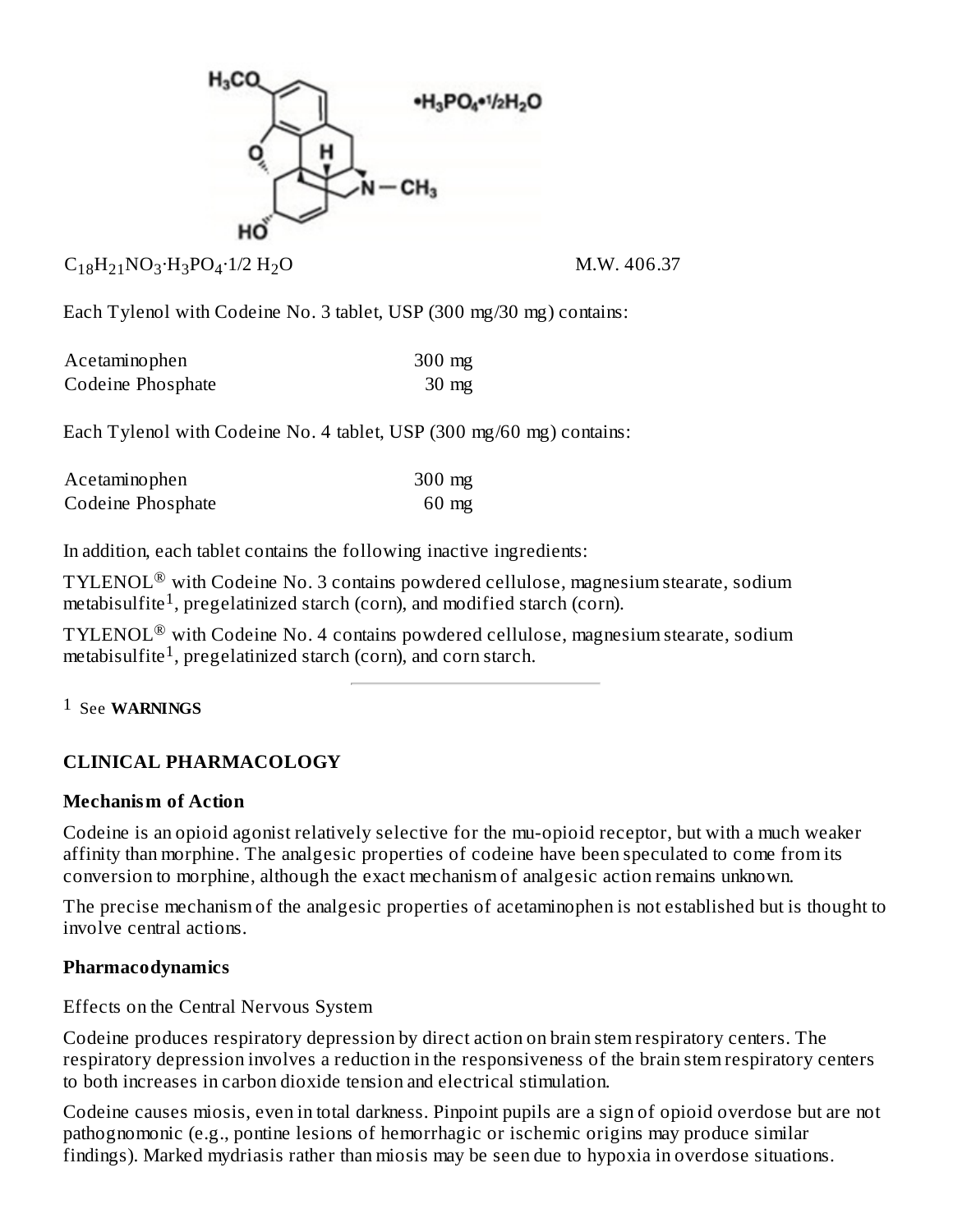$C_{18}H_{21}NO_3 \cdot H_3PO_4 \cdot 1/2\ H_2O$ M.W. 406.37

Each Tylenol with Codeine No. 3 tablet, USP (300 mg/30 mg) contains:

| | |
|---|---|
| Acetaminophen | 300 mg |
| Codeine Phosphate | 30 mg |

Each Tylenol with Codeine No. 4 tablet, USP (300 mg/60 mg) contains:

| | |
|---|---|
| Acetaminophen | 300 mg |
| Codeine Phosphate | 60 mg |

In addition, each tablet contains the following inactive ingredients:

TYLENOL® with Codeine No. 3 contains powdered cellulose, magnesium stearate, sodium metabisulfite[1], pregelatinized starch (corn), and modified starch (corn).

TYLENOL® with Codeine No. 4 contains powdered cellulose, magnesium stearate, sodium metabisulfite[1], pregelatinized starch (corn), and corn starch.

[1] See **WARNINGS**

## CLINICAL PHARMACOLOGY

### Mechanism of Action

Codeine is an opioid agonist relatively selective for the mu-opioid receptor, but with a much weaker affinity than morphine. The analgesic properties of codeine have been speculated to come from its conversion to morphine, although the exact mechanism of analgesic action remains unknown.

The precise mechanism of the analgesic properties of acetaminophen is not established but is thought to involve central actions.

### Pharmacodynamics

Effects on the Central Nervous System

Codeine produces respiratory depression by direct action on brain stem respiratory centers. The respiratory depression involves a reduction in the responsiveness of the brain stem respiratory centers to both increases in carbon dioxide tension and electrical stimulation.

Codeine causes miosis, even in total darkness. Pinpoint pupils are a sign of opioid overdose but are not pathognomonic (e.g., pontine lesions of hemorrhagic or ischemic origins may produce similar findings). Marked mydriasis rather than miosis may be seen due to hypoxia in overdose situations.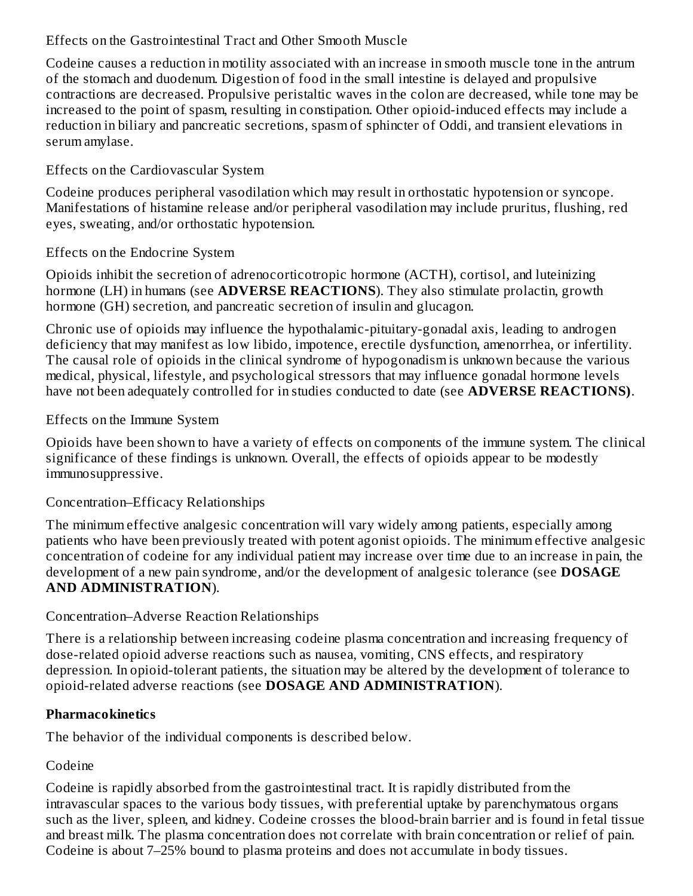### Effects on the Gastrointestinal Tract and Other Smooth Muscle

Codeine causes a reduction in motility associated with an increase in smooth muscle tone in the antrum of the stomach and duodenum. Digestion of food in the small intestine is delayed and propulsive contractions are decreased. Propulsive peristaltic waves in the colon are decreased, while tone may be increased to the point of spasm, resulting in constipation. Other opioid-induced effects may include a reduction in biliary and pancreatic secretions, spasm of sphincter of Oddi, and transient elevations in serum amylase.

### Effects on the Cardiovascular System

Codeine produces peripheral vasodilation which may result in orthostatic hypotension or syncope. Manifestations of histamine release and/or peripheral vasodilation may include pruritus, flushing, red eyes, sweating, and/or orthostatic hypotension.

### Effects on the Endocrine System

Opioids inhibit the secretion of adrenocorticotropic hormone (ACTH), cortisol, and luteinizing hormone (LH) in humans (see **ADVERSE REACTIONS**). They also stimulate prolactin, growth hormone (GH) secretion, and pancreatic secretion of insulin and glucagon.

Chronic use of opioids may influence the hypothalamic-pituitary-gonadal axis, leading to androgen deficiency that may manifest as low libido, impotence, erectile dysfunction, amenorrhea, or infertility. The causal role of opioids in the clinical syndrome of hypogonadism is unknown because the various medical, physical, lifestyle, and psychological stressors that may influence gonadal hormone levels have not been adequately controlled for in studies conducted to date (see **ADVERSE REACTIONS)**.

### Effects on the Immune System

Opioids have been shown to have a variety of effects on components of the immune system. The clinical significance of these findings is unknown. Overall, the effects of opioids appear to be modestly immunosuppressive.

### Concentration–Efficacy Relationships

The minimum effective analgesic concentration will vary widely among patients, especially among patients who have been previously treated with potent agonist opioids. The minimum effective analgesic concentration of codeine for any individual patient may increase over time due to an increase in pain, the development of a new pain syndrome, and/or the development of analgesic tolerance (see **DOSAGE AND ADMINISTRATION**).

### Concentration–Adverse Reaction Relationships

There is a relationship between increasing codeine plasma concentration and increasing frequency of dose-related opioid adverse reactions such as nausea, vomiting, CNS effects, and respiratory depression. In opioid-tolerant patients, the situation may be altered by the development of tolerance to opioid-related adverse reactions (see **DOSAGE AND ADMINISTRATION**).

## Pharmacokinetics

The behavior of the individual components is described below.

### Codeine

Codeine is rapidly absorbed from the gastrointestinal tract. It is rapidly distributed from the intravascular spaces to the various body tissues, with preferential uptake by parenchymatous organs such as the liver, spleen, and kidney. Codeine crosses the blood-brain barrier and is found in fetal tissue and breast milk. The plasma concentration does not correlate with brain concentration or relief of pain. Codeine is about 7–25% bound to plasma proteins and does not accumulate in body tissues.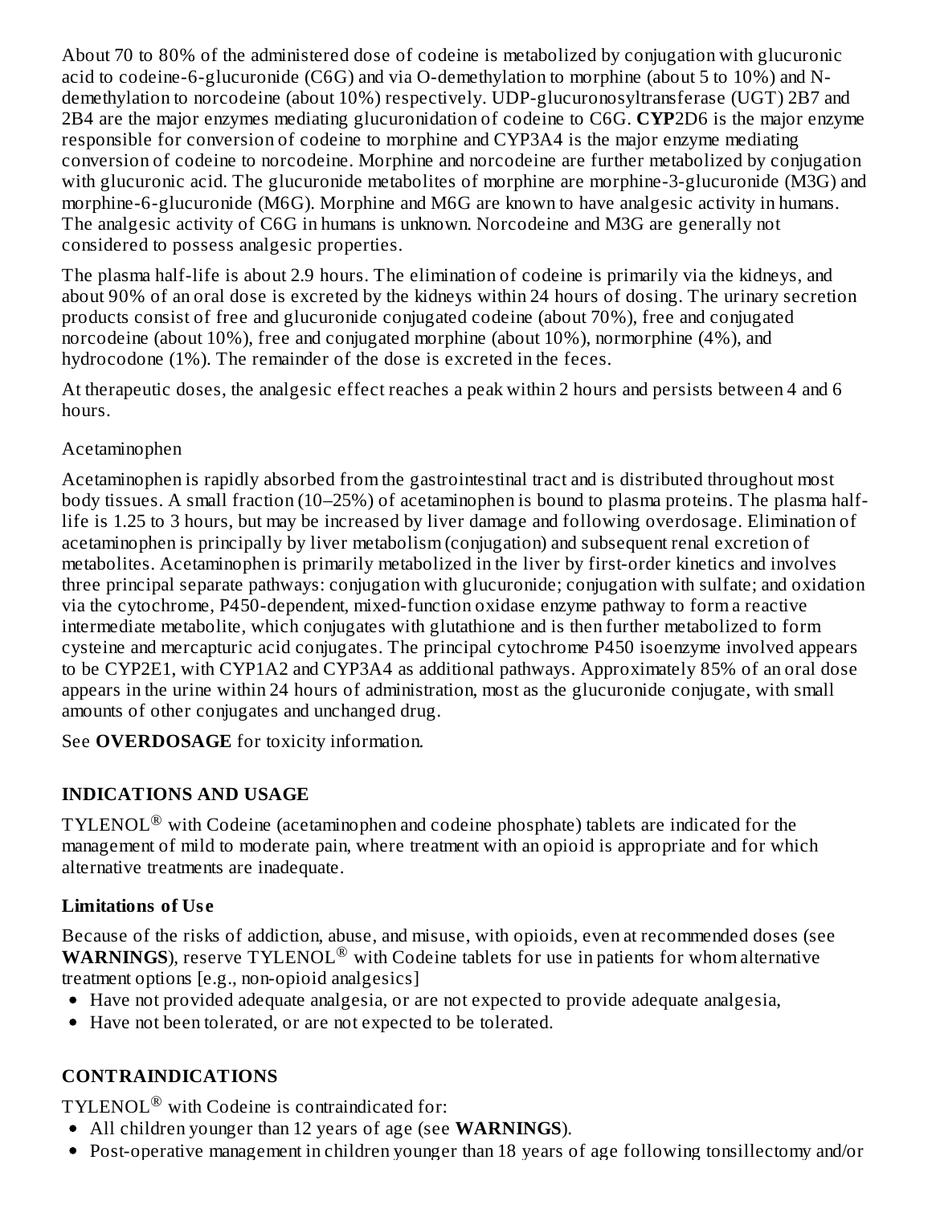About 70 to 80% of the administered dose of codeine is metabolized by conjugation with glucuronic acid to codeine-6-glucuronide (C6G) and via O-demethylation to morphine (about 5 to 10%) and N-demethylation to norcodeine (about 10%) respectively. UDP-glucuronosyltransferase (UGT) 2B7 and 2B4 are the major enzymes mediating glucuronidation of codeine to C6G. **CYP**2D6 is the major enzyme responsible for conversion of codeine to morphine and CYP3A4 is the major enzyme mediating conversion of codeine to norcodeine. Morphine and norcodeine are further metabolized by conjugation with glucuronic acid. The glucuronide metabolites of morphine are morphine-3-glucuronide (M3G) and morphine-6-glucuronide (M6G). Morphine and M6G are known to have analgesic activity in humans. The analgesic activity of C6G in humans is unknown. Norcodeine and M3G are generally not considered to possess analgesic properties.

The plasma half-life is about 2.9 hours. The elimination of codeine is primarily via the kidneys, and about 90% of an oral dose is excreted by the kidneys within 24 hours of dosing. The urinary secretion products consist of free and glucuronide conjugated codeine (about 70%), free and conjugated norcodeine (about 10%), free and conjugated morphine (about 10%), normorphine (4%), and hydrocodone (1%). The remainder of the dose is excreted in the feces.

At therapeutic doses, the analgesic effect reaches a peak within 2 hours and persists between 4 and 6 hours.

Acetaminophen

Acetaminophen is rapidly absorbed from the gastrointestinal tract and is distributed throughout most body tissues. A small fraction (10–25%) of acetaminophen is bound to plasma proteins. The plasma half-life is 1.25 to 3 hours, but may be increased by liver damage and following overdosage. Elimination of acetaminophen is principally by liver metabolism (conjugation) and subsequent renal excretion of metabolites. Acetaminophen is primarily metabolized in the liver by first-order kinetics and involves three principal separate pathways: conjugation with glucuronide; conjugation with sulfate; and oxidation via the cytochrome, P450-dependent, mixed-function oxidase enzyme pathway to form a reactive intermediate metabolite, which conjugates with glutathione and is then further metabolized to form cysteine and mercapturic acid conjugates. The principal cytochrome P450 isoenzyme involved appears to be CYP2E1, with CYP1A2 and CYP3A4 as additional pathways. Approximately 85% of an oral dose appears in the urine within 24 hours of administration, most as the glucuronide conjugate, with small amounts of other conjugates and unchanged drug.

See **OVERDOSAGE** for toxicity information.

## INDICATIONS AND USAGE

TYLENOL® with Codeine (acetaminophen and codeine phosphate) tablets are indicated for the management of mild to moderate pain, where treatment with an opioid is appropriate and for which alternative treatments are inadequate.

### Limitations of Use

Because of the risks of addiction, abuse, and misuse, with opioids, even at recommended doses (see **WARNINGS**), reserve TYLENOL® with Codeine tablets for use in patients for whom alternative treatment options [e.g., non-opioid analgesics]

- Have not provided adequate analgesia, or are not expected to provide adequate analgesia,
- Have not been tolerated, or are not expected to be tolerated.

## CONTRAINDICATIONS

TYLENOL® with Codeine is contraindicated for:

- All children younger than 12 years of age (see **WARNINGS**).
- Post-operative management in children younger than 18 years of age following tonsillectomy and/or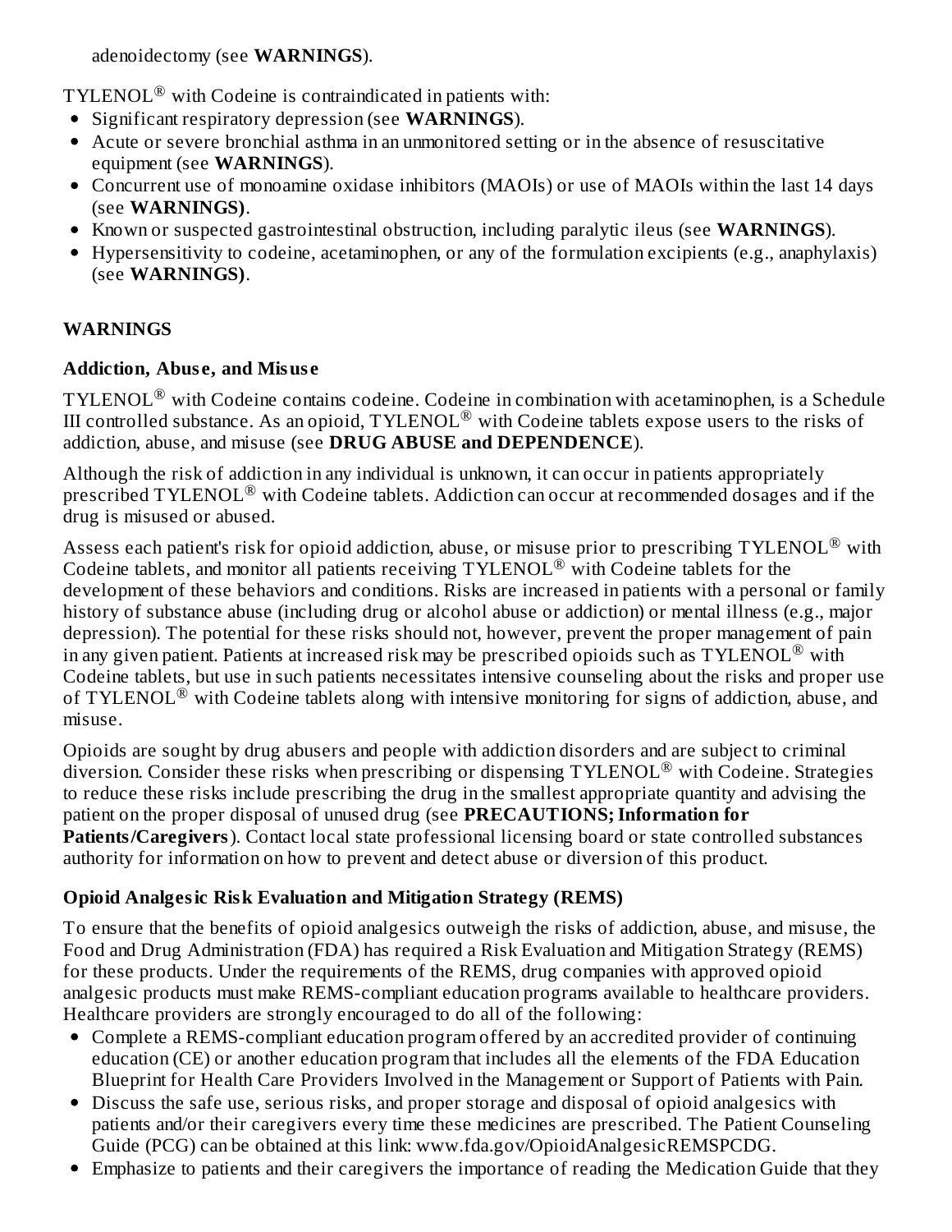adenoidectomy (see **WARNINGS**).

TYLENOL® with Codeine is contraindicated in patients with:

- Significant respiratory depression (see **WARNINGS**).
- Acute or severe bronchial asthma in an unmonitored setting or in the absence of resuscitative equipment (see **WARNINGS**).
- Concurrent use of monoamine oxidase inhibitors (MAOIs) or use of MAOIs within the last 14 days (see **WARNINGS)**.
- Known or suspected gastrointestinal obstruction, including paralytic ileus (see **WARNINGS**).
- Hypersensitivity to codeine, acetaminophen, or any of the formulation excipients (e.g., anaphylaxis) (see **WARNINGS)**.

## WARNINGS

### Addiction, Abuse, and Misuse

TYLENOL® with Codeine contains codeine. Codeine in combination with acetaminophen, is a Schedule III controlled substance. As an opioid, TYLENOL® with Codeine tablets expose users to the risks of addiction, abuse, and misuse (see **DRUG ABUSE and DEPENDENCE**).

Although the risk of addiction in any individual is unknown, it can occur in patients appropriately prescribed TYLENOL® with Codeine tablets. Addiction can occur at recommended dosages and if the drug is misused or abused.

Assess each patient's risk for opioid addiction, abuse, or misuse prior to prescribing TYLENOL® with Codeine tablets, and monitor all patients receiving TYLENOL® with Codeine tablets for the development of these behaviors and conditions. Risks are increased in patients with a personal or family history of substance abuse (including drug or alcohol abuse or addiction) or mental illness (e.g., major depression). The potential for these risks should not, however, prevent the proper management of pain in any given patient. Patients at increased risk may be prescribed opioids such as TYLENOL® with Codeine tablets, but use in such patients necessitates intensive counseling about the risks and proper use of TYLENOL® with Codeine tablets along with intensive monitoring for signs of addiction, abuse, and misuse.

Opioids are sought by drug abusers and people with addiction disorders and are subject to criminal diversion. Consider these risks when prescribing or dispensing TYLENOL® with Codeine. Strategies to reduce these risks include prescribing the drug in the smallest appropriate quantity and advising the patient on the proper disposal of unused drug (see **PRECAUTIONS; Information for Patients/Caregivers**). Contact local state professional licensing board or state controlled substances authority for information on how to prevent and detect abuse or diversion of this product.

### Opioid Analgesic Risk Evaluation and Mitigation Strategy (REMS)

To ensure that the benefits of opioid analgesics outweigh the risks of addiction, abuse, and misuse, the Food and Drug Administration (FDA) has required a Risk Evaluation and Mitigation Strategy (REMS) for these products. Under the requirements of the REMS, drug companies with approved opioid analgesic products must make REMS-compliant education programs available to healthcare providers. Healthcare providers are strongly encouraged to do all of the following:

- Complete a REMS-compliant education program offered by an accredited provider of continuing education (CE) or another education program that includes all the elements of the FDA Education Blueprint for Health Care Providers Involved in the Management or Support of Patients with Pain.
- Discuss the safe use, serious risks, and proper storage and disposal of opioid analgesics with patients and/or their caregivers every time these medicines are prescribed. The Patient Counseling Guide (PCG) can be obtained at this link: www.fda.gov/OpioidAnalgesicREMSPCDG.
- Emphasize to patients and their caregivers the importance of reading the Medication Guide that they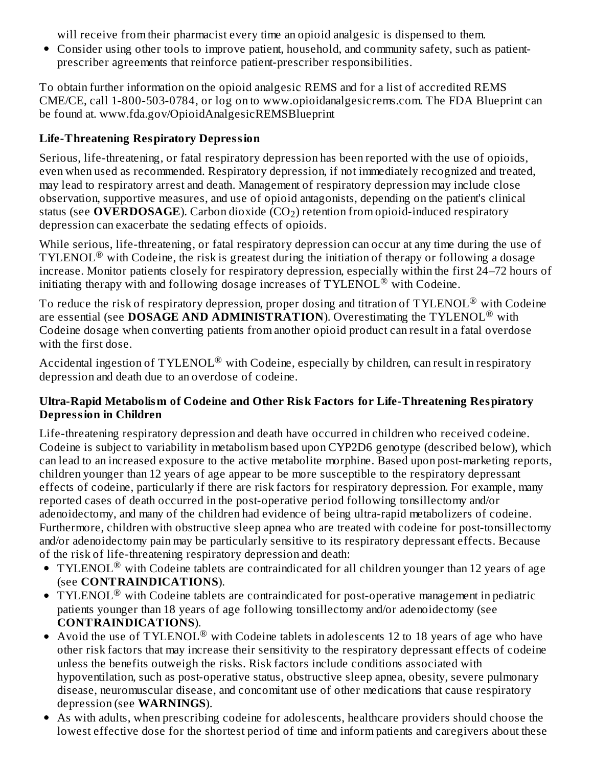will receive from their pharmacist every time an opioid analgesic is dispensed to them.

- Consider using other tools to improve patient, household, and community safety, such as patient-prescriber agreements that reinforce patient-prescriber responsibilities.

To obtain further information on the opioid analgesic REMS and for a list of accredited REMS CME/CE, call 1-800-503-0784, or log on to www.opioidanalgesicrems.com. The FDA Blueprint can be found at. www.fda.gov/OpioidAnalgesicREMSBlueprint

**Life-Threatening Respiratory Depression**

Serious, life-threatening, or fatal respiratory depression has been reported with the use of opioids, even when used as recommended. Respiratory depression, if not immediately recognized and treated, may lead to respiratory arrest and death. Management of respiratory depression may include close observation, supportive measures, and use of opioid antagonists, depending on the patient's clinical status (see **OVERDOSAGE**). Carbon dioxide ($CO_2$) retention from opioid-induced respiratory depression can exacerbate the sedating effects of opioids.

While serious, life-threatening, or fatal respiratory depression can occur at any time during the use of TYLENOL® with Codeine, the risk is greatest during the initiation of therapy or following a dosage increase. Monitor patients closely for respiratory depression, especially within the first 24–72 hours of initiating therapy with and following dosage increases of TYLENOL® with Codeine.

To reduce the risk of respiratory depression, proper dosing and titration of TYLENOL® with Codeine are essential (see **DOSAGE AND ADMINISTRATION**). Overestimating the TYLENOL® with Codeine dosage when converting patients from another opioid product can result in a fatal overdose with the first dose.

Accidental ingestion of TYLENOL® with Codeine, especially by children, can result in respiratory depression and death due to an overdose of codeine.

**Ultra-Rapid Metabolism of Codeine and Other Risk Factors for Life-Threatening Respiratory Depression in Children**

Life-threatening respiratory depression and death have occurred in children who received codeine. Codeine is subject to variability in metabolism based upon CYP2D6 genotype (described below), which can lead to an increased exposure to the active metabolite morphine. Based upon post-marketing reports, children younger than 12 years of age appear to be more susceptible to the respiratory depressant effects of codeine, particularly if there are risk factors for respiratory depression. For example, many reported cases of death occurred in the post-operative period following tonsillectomy and/or adenoidectomy, and many of the children had evidence of being ultra-rapid metabolizers of codeine. Furthermore, children with obstructive sleep apnea who are treated with codeine for post-tonsillectomy and/or adenoidectomy pain may be particularly sensitive to its respiratory depressant effects. Because of the risk of life-threatening respiratory depression and death:

- TYLENOL® with Codeine tablets are contraindicated for all children younger than 12 years of age (see **CONTRAINDICATIONS**).
- TYLENOL® with Codeine tablets are contraindicated for post-operative management in pediatric patients younger than 18 years of age following tonsillectomy and/or adenoidectomy (see **CONTRAINDICATIONS**).
- Avoid the use of TYLENOL® with Codeine tablets in adolescents 12 to 18 years of age who have other risk factors that may increase their sensitivity to the respiratory depressant effects of codeine unless the benefits outweigh the risks. Risk factors include conditions associated with hypoventilation, such as post-operative status, obstructive sleep apnea, obesity, severe pulmonary disease, neuromuscular disease, and concomitant use of other medications that cause respiratory depression (see **WARNINGS**).
- As with adults, when prescribing codeine for adolescents, healthcare providers should choose the lowest effective dose for the shortest period of time and inform patients and caregivers about these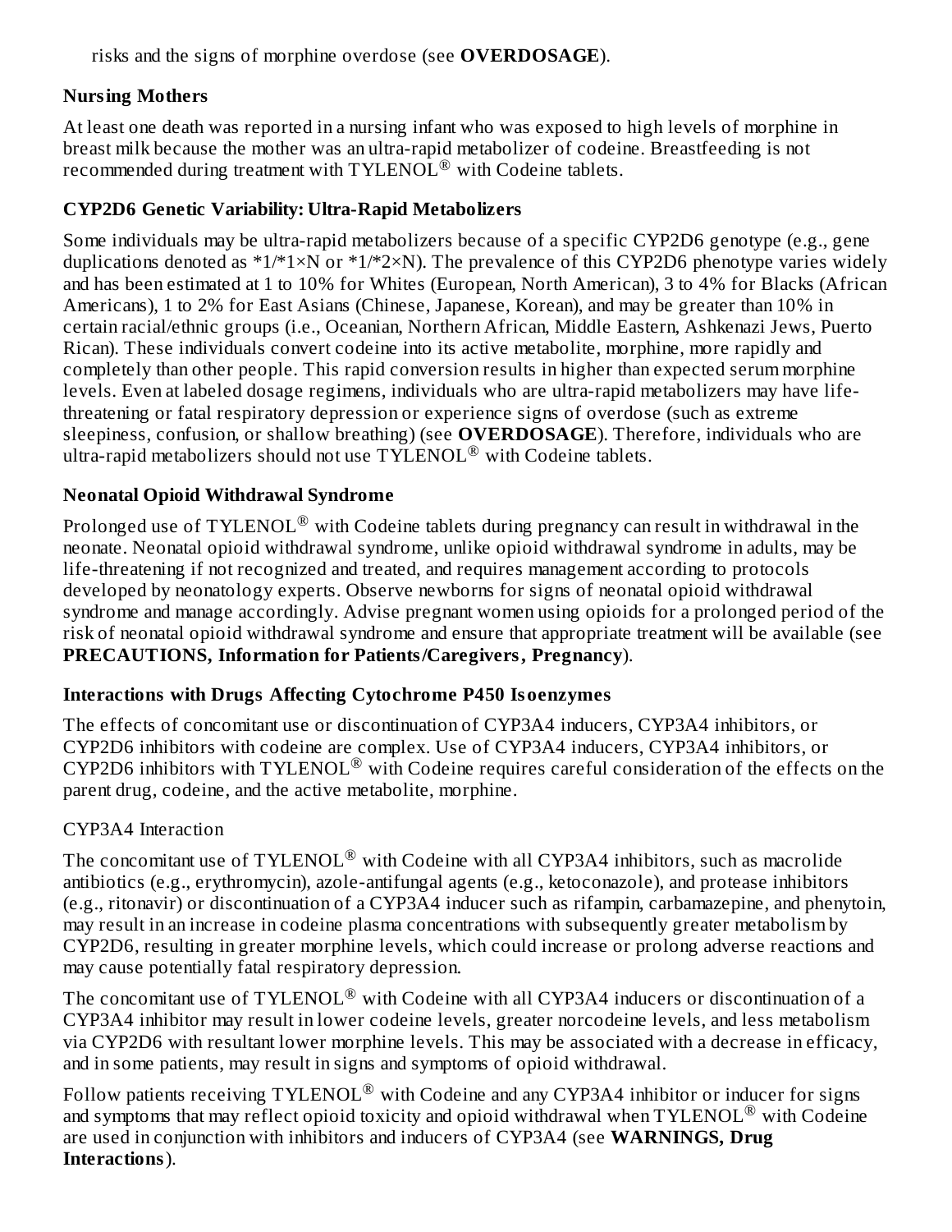risks and the signs of morphine overdose (see **OVERDOSAGE**).

### Nursing Mothers

At least one death was reported in a nursing infant who was exposed to high levels of morphine in breast milk because the mother was an ultra-rapid metabolizer of codeine. Breastfeeding is not recommended during treatment with TYLENOL® with Codeine tablets.

### CYP2D6 Genetic Variability: Ultra-Rapid Metabolizers

Some individuals may be ultra-rapid metabolizers because of a specific CYP2D6 genotype (e.g., gene duplications denoted as *1/*1×N or *1/*2×N). The prevalence of this CYP2D6 phenotype varies widely and has been estimated at 1 to 10% for Whites (European, North American), 3 to 4% for Blacks (African Americans), 1 to 2% for East Asians (Chinese, Japanese, Korean), and may be greater than 10% in certain racial/ethnic groups (i.e., Oceanian, Northern African, Middle Eastern, Ashkenazi Jews, Puerto Rican). These individuals convert codeine into its active metabolite, morphine, more rapidly and completely than other people. This rapid conversion results in higher than expected serum morphine levels. Even at labeled dosage regimens, individuals who are ultra-rapid metabolizers may have life-threatening or fatal respiratory depression or experience signs of overdose (such as extreme sleepiness, confusion, or shallow breathing) (see **OVERDOSAGE**). Therefore, individuals who are ultra-rapid metabolizers should not use TYLENOL® with Codeine tablets.

### Neonatal Opioid Withdrawal Syndrome

Prolonged use of TYLENOL® with Codeine tablets during pregnancy can result in withdrawal in the neonate. Neonatal opioid withdrawal syndrome, unlike opioid withdrawal syndrome in adults, may be life-threatening if not recognized and treated, and requires management according to protocols developed by neonatology experts. Observe newborns for signs of neonatal opioid withdrawal syndrome and manage accordingly. Advise pregnant women using opioids for a prolonged period of the risk of neonatal opioid withdrawal syndrome and ensure that appropriate treatment will be available (see **PRECAUTIONS, Information for Patients/Caregivers, Pregnancy**).

### Interactions with Drugs Affecting Cytochrome P450 Isoenzymes

The effects of concomitant use or discontinuation of CYP3A4 inducers, CYP3A4 inhibitors, or CYP2D6 inhibitors with codeine are complex. Use of CYP3A4 inducers, CYP3A4 inhibitors, or CYP2D6 inhibitors with TYLENOL® with Codeine requires careful consideration of the effects on the parent drug, codeine, and the active metabolite, morphine.

CYP3A4 Interaction

The concomitant use of TYLENOL® with Codeine with all CYP3A4 inhibitors, such as macrolide antibiotics (e.g., erythromycin), azole-antifungal agents (e.g., ketoconazole), and protease inhibitors (e.g., ritonavir) or discontinuation of a CYP3A4 inducer such as rifampin, carbamazepine, and phenytoin, may result in an increase in codeine plasma concentrations with subsequently greater metabolism by CYP2D6, resulting in greater morphine levels, which could increase or prolong adverse reactions and may cause potentially fatal respiratory depression.

The concomitant use of TYLENOL® with Codeine with all CYP3A4 inducers or discontinuation of a CYP3A4 inhibitor may result in lower codeine levels, greater norcodeine levels, and less metabolism via CYP2D6 with resultant lower morphine levels. This may be associated with a decrease in efficacy, and in some patients, may result in signs and symptoms of opioid withdrawal.

Follow patients receiving TYLENOL® with Codeine and any CYP3A4 inhibitor or inducer for signs and symptoms that may reflect opioid toxicity and opioid withdrawal when TYLENOL® with Codeine are used in conjunction with inhibitors and inducers of CYP3A4 (see **WARNINGS, Drug Interactions**).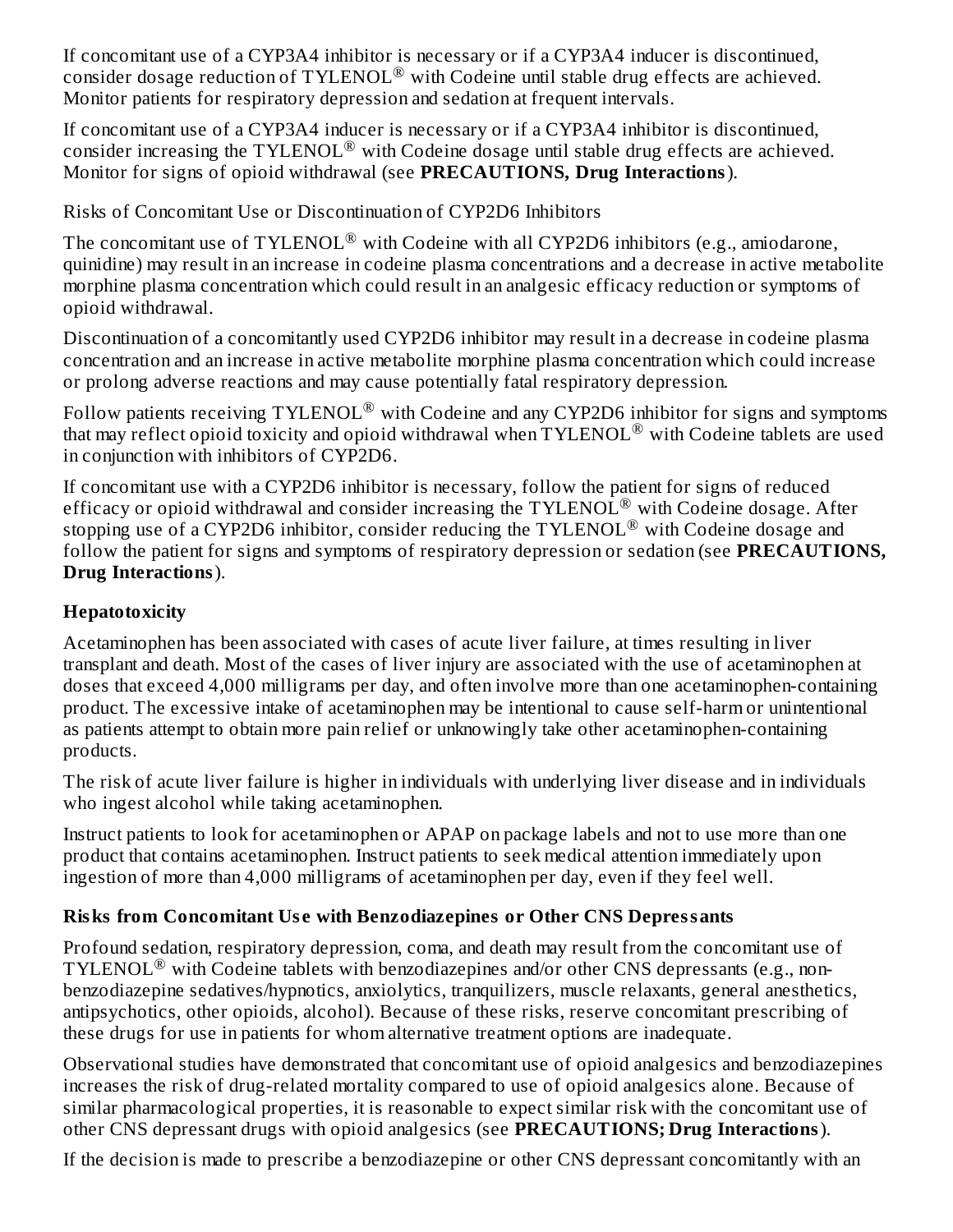If concomitant use of a CYP3A4 inhibitor is necessary or if a CYP3A4 inducer is discontinued, consider dosage reduction of TYLENOL® with Codeine until stable drug effects are achieved. Monitor patients for respiratory depression and sedation at frequent intervals.

If concomitant use of a CYP3A4 inducer is necessary or if a CYP3A4 inhibitor is discontinued, consider increasing the TYLENOL® with Codeine dosage until stable drug effects are achieved. Monitor for signs of opioid withdrawal (see **PRECAUTIONS, Drug Interactions**).

Risks of Concomitant Use or Discontinuation of CYP2D6 Inhibitors

The concomitant use of TYLENOL® with Codeine with all CYP2D6 inhibitors (e.g., amiodarone, quinidine) may result in an increase in codeine plasma concentrations and a decrease in active metabolite morphine plasma concentration which could result in an analgesic efficacy reduction or symptoms of opioid withdrawal.

Discontinuation of a concomitantly used CYP2D6 inhibitor may result in a decrease in codeine plasma concentration and an increase in active metabolite morphine plasma concentration which could increase or prolong adverse reactions and may cause potentially fatal respiratory depression.

Follow patients receiving TYLENOL® with Codeine and any CYP2D6 inhibitor for signs and symptoms that may reflect opioid toxicity and opioid withdrawal when TYLENOL® with Codeine tablets are used in conjunction with inhibitors of CYP2D6.

If concomitant use with a CYP2D6 inhibitor is necessary, follow the patient for signs of reduced efficacy or opioid withdrawal and consider increasing the TYLENOL® with Codeine dosage. After stopping use of a CYP2D6 inhibitor, consider reducing the TYLENOL® with Codeine dosage and follow the patient for signs and symptoms of respiratory depression or sedation (see **PRECAUTIONS, Drug Interactions**).

**Hepatotoxicity**

Acetaminophen has been associated with cases of acute liver failure, at times resulting in liver transplant and death. Most of the cases of liver injury are associated with the use of acetaminophen at doses that exceed 4,000 milligrams per day, and often involve more than one acetaminophen-containing product. The excessive intake of acetaminophen may be intentional to cause self-harm or unintentional as patients attempt to obtain more pain relief or unknowingly take other acetaminophen-containing products.

The risk of acute liver failure is higher in individuals with underlying liver disease and in individuals who ingest alcohol while taking acetaminophen.

Instruct patients to look for acetaminophen or APAP on package labels and not to use more than one product that contains acetaminophen. Instruct patients to seek medical attention immediately upon ingestion of more than 4,000 milligrams of acetaminophen per day, even if they feel well.

**Risks from Concomitant Use with Benzodiazepines or Other CNS Depressants**

Profound sedation, respiratory depression, coma, and death may result from the concomitant use of TYLENOL® with Codeine tablets with benzodiazepines and/or other CNS depressants (e.g., non-benzodiazepine sedatives/hypnotics, anxiolytics, tranquilizers, muscle relaxants, general anesthetics, antipsychotics, other opioids, alcohol). Because of these risks, reserve concomitant prescribing of these drugs for use in patients for whom alternative treatment options are inadequate.

Observational studies have demonstrated that concomitant use of opioid analgesics and benzodiazepines increases the risk of drug-related mortality compared to use of opioid analgesics alone. Because of similar pharmacological properties, it is reasonable to expect similar risk with the concomitant use of other CNS depressant drugs with opioid analgesics (see **PRECAUTIONS; Drug Interactions**).

If the decision is made to prescribe a benzodiazepine or other CNS depressant concomitantly with an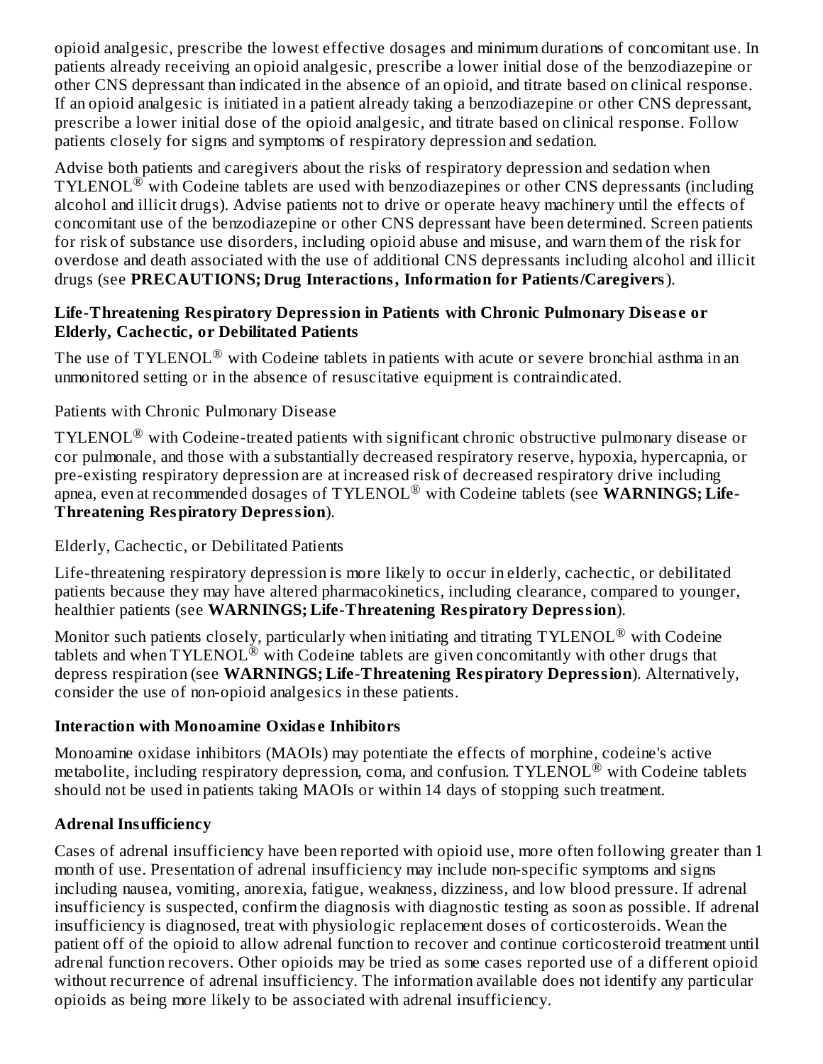opioid analgesic, prescribe the lowest effective dosages and minimum durations of concomitant use. In patients already receiving an opioid analgesic, prescribe a lower initial dose of the benzodiazepine or other CNS depressant than indicated in the absence of an opioid, and titrate based on clinical response. If an opioid analgesic is initiated in a patient already taking a benzodiazepine or other CNS depressant, prescribe a lower initial dose of the opioid analgesic, and titrate based on clinical response. Follow patients closely for signs and symptoms of respiratory depression and sedation.

Advise both patients and caregivers about the risks of respiratory depression and sedation when TYLENOL® with Codeine tablets are used with benzodiazepines or other CNS depressants (including alcohol and illicit drugs). Advise patients not to drive or operate heavy machinery until the effects of concomitant use of the benzodiazepine or other CNS depressant have been determined. Screen patients for risk of substance use disorders, including opioid abuse and misuse, and warn them of the risk for overdose and death associated with the use of additional CNS depressants including alcohol and illicit drugs (see **PRECAUTIONS; Drug Interactions, Information for Patients/Caregivers**).

**Life-Threatening Respiratory Depression in Patients with Chronic Pulmonary Disease or Elderly, Cachectic, or Debilitated Patients**

The use of TYLENOL® with Codeine tablets in patients with acute or severe bronchial asthma in an unmonitored setting or in the absence of resuscitative equipment is contraindicated.

Patients with Chronic Pulmonary Disease

TYLENOL® with Codeine-treated patients with significant chronic obstructive pulmonary disease or cor pulmonale, and those with a substantially decreased respiratory reserve, hypoxia, hypercapnia, or pre-existing respiratory depression are at increased risk of decreased respiratory drive including apnea, even at recommended dosages of TYLENOL® with Codeine tablets (see **WARNINGS; Life-Threatening Respiratory Depression**).

Elderly, Cachectic, or Debilitated Patients

Life-threatening respiratory depression is more likely to occur in elderly, cachectic, or debilitated patients because they may have altered pharmacokinetics, including clearance, compared to younger, healthier patients (see **WARNINGS; Life-Threatening Respiratory Depression**).

Monitor such patients closely, particularly when initiating and titrating TYLENOL® with Codeine tablets and when TYLENOL® with Codeine tablets are given concomitantly with other drugs that depress respiration (see **WARNINGS; Life-Threatening Respiratory Depression**). Alternatively, consider the use of non-opioid analgesics in these patients.

**Interaction with Monoamine Oxidase Inhibitors**

Monoamine oxidase inhibitors (MAOIs) may potentiate the effects of morphine, codeine's active metabolite, including respiratory depression, coma, and confusion. TYLENOL® with Codeine tablets should not be used in patients taking MAOIs or within 14 days of stopping such treatment.

**Adrenal Insufficiency**

Cases of adrenal insufficiency have been reported with opioid use, more often following greater than 1 month of use. Presentation of adrenal insufficiency may include non-specific symptoms and signs including nausea, vomiting, anorexia, fatigue, weakness, dizziness, and low blood pressure. If adrenal insufficiency is suspected, confirm the diagnosis with diagnostic testing as soon as possible. If adrenal insufficiency is diagnosed, treat with physiologic replacement doses of corticosteroids. Wean the patient off of the opioid to allow adrenal function to recover and continue corticosteroid treatment until adrenal function recovers. Other opioids may be tried as some cases reported use of a different opioid without recurrence of adrenal insufficiency. The information available does not identify any particular opioids as being more likely to be associated with adrenal insufficiency.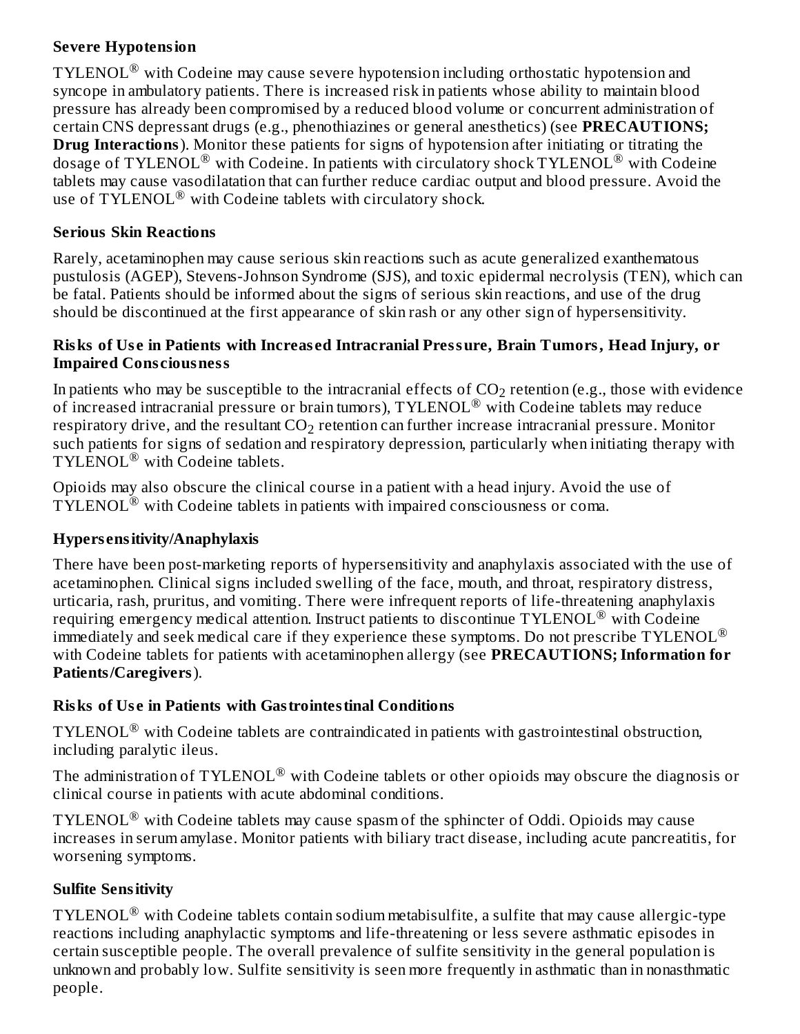**Severe Hypotension**

TYLENOL® with Codeine may cause severe hypotension including orthostatic hypotension and syncope in ambulatory patients. There is increased risk in patients whose ability to maintain blood pressure has already been compromised by a reduced blood volume or concurrent administration of certain CNS depressant drugs (e.g., phenothiazines or general anesthetics) (see **PRECAUTIONS; Drug Interactions**). Monitor these patients for signs of hypotension after initiating or titrating the dosage of TYLENOL® with Codeine. In patients with circulatory shock TYLENOL® with Codeine tablets may cause vasodilatation that can further reduce cardiac output and blood pressure. Avoid the use of TYLENOL® with Codeine tablets with circulatory shock.

**Serious Skin Reactions**

Rarely, acetaminophen may cause serious skin reactions such as acute generalized exanthematous pustulosis (AGEP), Stevens-Johnson Syndrome (SJS), and toxic epidermal necrolysis (TEN), which can be fatal. Patients should be informed about the signs of serious skin reactions, and use of the drug should be discontinued at the first appearance of skin rash or any other sign of hypersensitivity.

**Risks of Use in Patients with Increased Intracranial Pressure, Brain Tumors, Head Injury, or Impaired Consciousness**

In patients who may be susceptible to the intracranial effects of $CO_2$ retention (e.g., those with evidence of increased intracranial pressure or brain tumors), TYLENOL® with Codeine tablets may reduce respiratory drive, and the resultant $CO_2$ retention can further increase intracranial pressure. Monitor such patients for signs of sedation and respiratory depression, particularly when initiating therapy with TYLENOL® with Codeine tablets.

Opioids may also obscure the clinical course in a patient with a head injury. Avoid the use of TYLENOL® with Codeine tablets in patients with impaired consciousness or coma.

**Hypersensitivity/Anaphylaxis**

There have been post-marketing reports of hypersensitivity and anaphylaxis associated with the use of acetaminophen. Clinical signs included swelling of the face, mouth, and throat, respiratory distress, urticaria, rash, pruritus, and vomiting. There were infrequent reports of life-threatening anaphylaxis requiring emergency medical attention. Instruct patients to discontinue TYLENOL® with Codeine immediately and seek medical care if they experience these symptoms. Do not prescribe TYLENOL® with Codeine tablets for patients with acetaminophen allergy (see **PRECAUTIONS; Information for Patients/Caregivers**).

**Risks of Use in Patients with Gastrointestinal Conditions**

TYLENOL® with Codeine tablets are contraindicated in patients with gastrointestinal obstruction, including paralytic ileus.

The administration of TYLENOL® with Codeine tablets or other opioids may obscure the diagnosis or clinical course in patients with acute abdominal conditions.

TYLENOL® with Codeine tablets may cause spasm of the sphincter of Oddi. Opioids may cause increases in serum amylase. Monitor patients with biliary tract disease, including acute pancreatitis, for worsening symptoms.

**Sulfite Sensitivity**

TYLENOL® with Codeine tablets contain sodium metabisulfite, a sulfite that may cause allergic-type reactions including anaphylactic symptoms and life-threatening or less severe asthmatic episodes in certain susceptible people. The overall prevalence of sulfite sensitivity in the general population is unknown and probably low. Sulfite sensitivity is seen more frequently in asthmatic than in nonasthmatic people.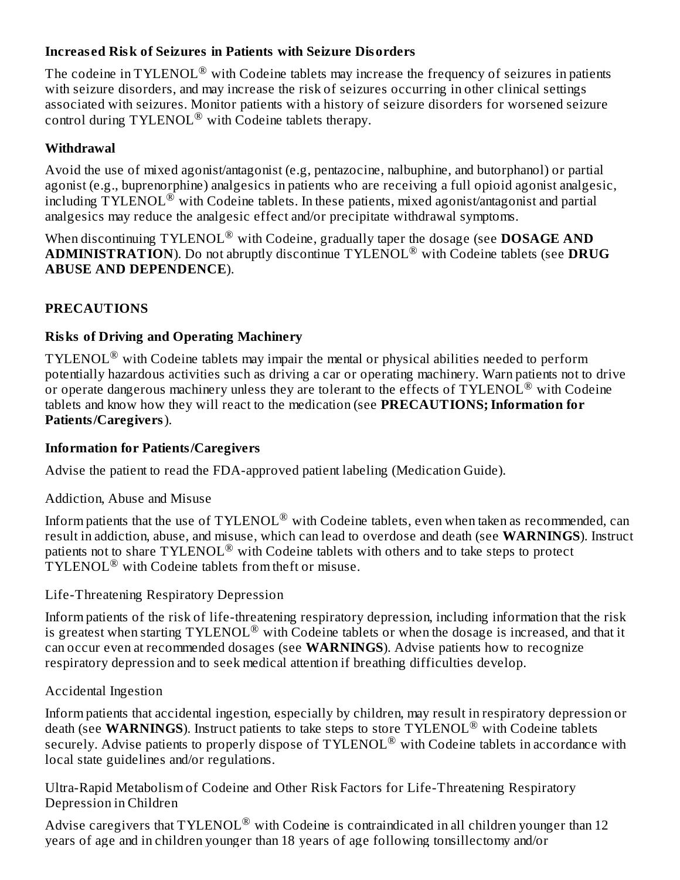### Increased Risk of Seizures in Patients with Seizure Disorders

The codeine in TYLENOL® with Codeine tablets may increase the frequency of seizures in patients with seizure disorders, and may increase the risk of seizures occurring in other clinical settings associated with seizures. Monitor patients with a history of seizure disorders for worsened seizure control during TYLENOL® with Codeine tablets therapy.

### Withdrawal

Avoid the use of mixed agonist/antagonist (e.g, pentazocine, nalbuphine, and butorphanol) or partial agonist (e.g., buprenorphine) analgesics in patients who are receiving a full opioid agonist analgesic, including TYLENOL® with Codeine tablets. In these patients, mixed agonist/antagonist and partial analgesics may reduce the analgesic effect and/or precipitate withdrawal symptoms.

When discontinuing TYLENOL® with Codeine, gradually taper the dosage (see **DOSAGE AND ADMINISTRATION**). Do not abruptly discontinue TYLENOL® with Codeine tablets (see **DRUG ABUSE AND DEPENDENCE**).

## PRECAUTIONS

### Risks of Driving and Operating Machinery

TYLENOL® with Codeine tablets may impair the mental or physical abilities needed to perform potentially hazardous activities such as driving a car or operating machinery. Warn patients not to drive or operate dangerous machinery unless they are tolerant to the effects of TYLENOL® with Codeine tablets and know how they will react to the medication (see **PRECAUTIONS; Information for Patients/Caregivers**).

### Information for Patients/Caregivers

Advise the patient to read the FDA-approved patient labeling (Medication Guide).

Addiction, Abuse and Misuse

Inform patients that the use of TYLENOL® with Codeine tablets, even when taken as recommended, can result in addiction, abuse, and misuse, which can lead to overdose and death (see **WARNINGS**). Instruct patients not to share TYLENOL® with Codeine tablets with others and to take steps to protect TYLENOL® with Codeine tablets from theft or misuse.

Life-Threatening Respiratory Depression

Inform patients of the risk of life-threatening respiratory depression, including information that the risk is greatest when starting TYLENOL® with Codeine tablets or when the dosage is increased, and that it can occur even at recommended dosages (see **WARNINGS**). Advise patients how to recognize respiratory depression and to seek medical attention if breathing difficulties develop.

Accidental Ingestion

Inform patients that accidental ingestion, especially by children, may result in respiratory depression or death (see **WARNINGS**). Instruct patients to take steps to store TYLENOL® with Codeine tablets securely. Advise patients to properly dispose of TYLENOL® with Codeine tablets in accordance with local state guidelines and/or regulations.

Ultra-Rapid Metabolism of Codeine and Other Risk Factors for Life-Threatening Respiratory Depression in Children

Advise caregivers that TYLENOL® with Codeine is contraindicated in all children younger than 12 years of age and in children younger than 18 years of age following tonsillectomy and/or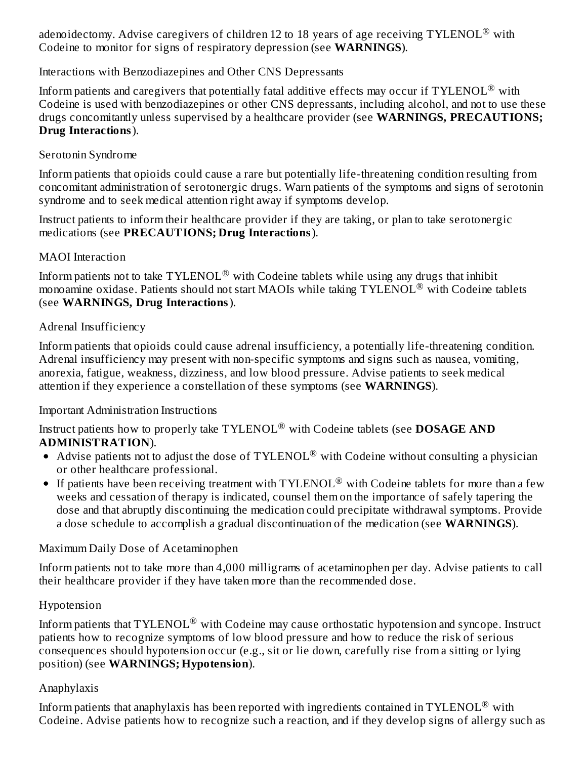adenoidectomy. Advise caregivers of children 12 to 18 years of age receiving TYLENOL® with Codeine to monitor for signs of respiratory depression (see **WARNINGS**).

Interactions with Benzodiazepines and Other CNS Depressants

Inform patients and caregivers that potentially fatal additive effects may occur if TYLENOL® with Codeine is used with benzodiazepines or other CNS depressants, including alcohol, and not to use these drugs concomitantly unless supervised by a healthcare provider (see **WARNINGS, PRECAUTIONS; Drug Interactions**).

Serotonin Syndrome

Inform patients that opioids could cause a rare but potentially life-threatening condition resulting from concomitant administration of serotonergic drugs. Warn patients of the symptoms and signs of serotonin syndrome and to seek medical attention right away if symptoms develop.

Instruct patients to inform their healthcare provider if they are taking, or plan to take serotonergic medications (see **PRECAUTIONS; Drug Interactions**).

MAOI Interaction

Inform patients not to take TYLENOL® with Codeine tablets while using any drugs that inhibit monoamine oxidase. Patients should not start MAOIs while taking TYLENOL® with Codeine tablets (see **WARNINGS, Drug Interactions**).

Adrenal Insufficiency

Inform patients that opioids could cause adrenal insufficiency, a potentially life-threatening condition. Adrenal insufficiency may present with non-specific symptoms and signs such as nausea, vomiting, anorexia, fatigue, weakness, dizziness, and low blood pressure. Advise patients to seek medical attention if they experience a constellation of these symptoms (see **WARNINGS**).

Important Administration Instructions

Instruct patients how to properly take TYLENOL® with Codeine tablets (see **DOSAGE AND ADMINISTRATION**).

- Advise patients not to adjust the dose of TYLENOL® with Codeine without consulting a physician or other healthcare professional.
- If patients have been receiving treatment with TYLENOL® with Codeine tablets for more than a few weeks and cessation of therapy is indicated, counsel them on the importance of safely tapering the dose and that abruptly discontinuing the medication could precipitate withdrawal symptoms. Provide a dose schedule to accomplish a gradual discontinuation of the medication (see **WARNINGS**).

Maximum Daily Dose of Acetaminophen

Inform patients not to take more than 4,000 milligrams of acetaminophen per day. Advise patients to call their healthcare provider if they have taken more than the recommended dose.

Hypotension

Inform patients that TYLENOL® with Codeine may cause orthostatic hypotension and syncope. Instruct patients how to recognize symptoms of low blood pressure and how to reduce the risk of serious consequences should hypotension occur (e.g., sit or lie down, carefully rise from a sitting or lying position) (see **WARNINGS; Hypotension**).

Anaphylaxis

Inform patients that anaphylaxis has been reported with ingredients contained in TYLENOL® with Codeine. Advise patients how to recognize such a reaction, and if they develop signs of allergy such as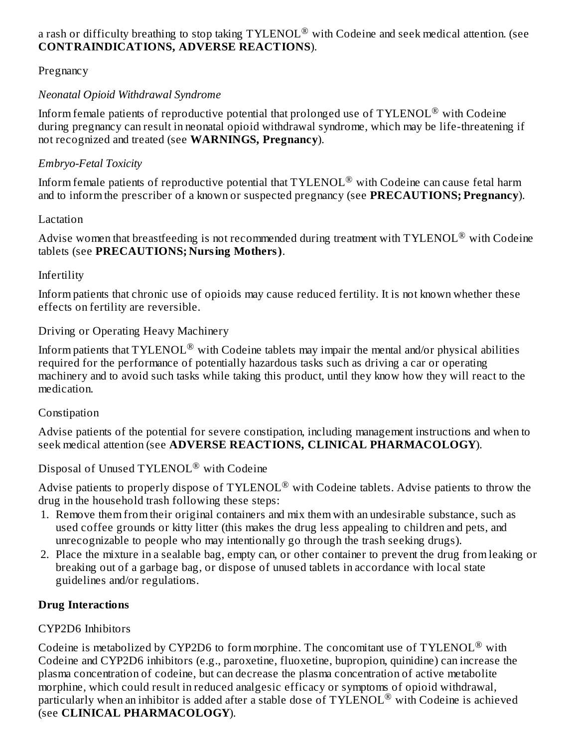a rash or difficulty breathing to stop taking TYLENOL® with Codeine and seek medical attention. (see **CONTRAINDICATIONS, ADVERSE REACTIONS**).

Pregnancy

*Neonatal Opioid Withdrawal Syndrome*

Inform female patients of reproductive potential that prolonged use of TYLENOL® with Codeine during pregnancy can result in neonatal opioid withdrawal syndrome, which may be life-threatening if not recognized and treated (see **WARNINGS, Pregnancy**).

*Embryo-Fetal Toxicity*

Inform female patients of reproductive potential that TYLENOL® with Codeine can cause fetal harm and to inform the prescriber of a known or suspected pregnancy (see **PRECAUTIONS; Pregnancy**).

Lactation

Advise women that breastfeeding is not recommended during treatment with TYLENOL® with Codeine tablets (see **PRECAUTIONS; Nursing Mothers)**.

Infertility

Inform patients that chronic use of opioids may cause reduced fertility. It is not known whether these effects on fertility are reversible.

Driving or Operating Heavy Machinery

Inform patients that TYLENOL® with Codeine tablets may impair the mental and/or physical abilities required for the performance of potentially hazardous tasks such as driving a car or operating machinery and to avoid such tasks while taking this product, until they know how they will react to the medication.

Constipation

Advise patients of the potential for severe constipation, including management instructions and when to seek medical attention (see **ADVERSE REACTIONS, CLINICAL PHARMACOLOGY**).

Disposal of Unused TYLENOL® with Codeine

Advise patients to properly dispose of TYLENOL® with Codeine tablets. Advise patients to throw the drug in the household trash following these steps:

1. Remove them from their original containers and mix them with an undesirable substance, such as used coffee grounds or kitty litter (this makes the drug less appealing to children and pets, and unrecognizable to people who may intentionally go through the trash seeking drugs).
2. Place the mixture in a sealable bag, empty can, or other container to prevent the drug from leaking or breaking out of a garbage bag, or dispose of unused tablets in accordance with local state guidelines and/or regulations.

**Drug Interactions**

CYP2D6 Inhibitors

Codeine is metabolized by CYP2D6 to form morphine. The concomitant use of TYLENOL® with Codeine and CYP2D6 inhibitors (e.g., paroxetine, fluoxetine, bupropion, quinidine) can increase the plasma concentration of codeine, but can decrease the plasma concentration of active metabolite morphine, which could result in reduced analgesic efficacy or symptoms of opioid withdrawal, particularly when an inhibitor is added after a stable dose of TYLENOL® with Codeine is achieved (see **CLINICAL PHARMACOLOGY**).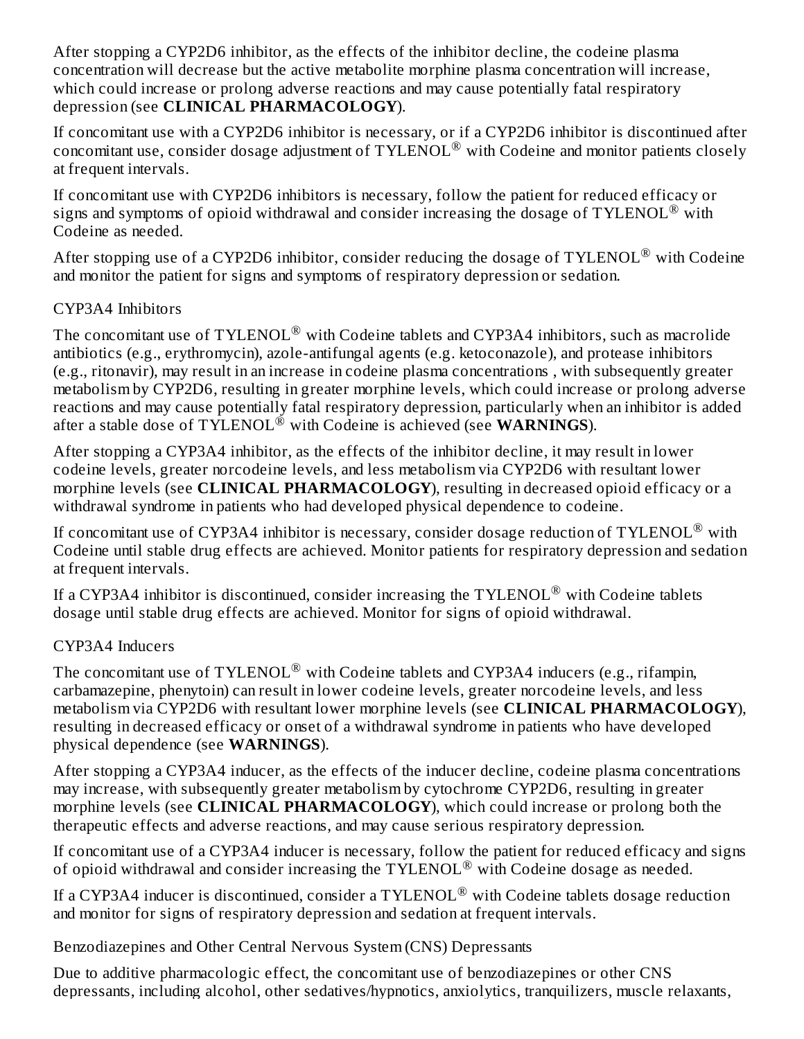After stopping a CYP2D6 inhibitor, as the effects of the inhibitor decline, the codeine plasma concentration will decrease but the active metabolite morphine plasma concentration will increase, which could increase or prolong adverse reactions and may cause potentially fatal respiratory depression (see **CLINICAL PHARMACOLOGY**).

If concomitant use with a CYP2D6 inhibitor is necessary, or if a CYP2D6 inhibitor is discontinued after concomitant use, consider dosage adjustment of TYLENOL® with Codeine and monitor patients closely at frequent intervals.

If concomitant use with CYP2D6 inhibitors is necessary, follow the patient for reduced efficacy or signs and symptoms of opioid withdrawal and consider increasing the dosage of TYLENOL® with Codeine as needed.

After stopping use of a CYP2D6 inhibitor, consider reducing the dosage of TYLENOL® with Codeine and monitor the patient for signs and symptoms of respiratory depression or sedation.

CYP3A4 Inhibitors

The concomitant use of TYLENOL® with Codeine tablets and CYP3A4 inhibitors, such as macrolide antibiotics (e.g., erythromycin), azole-antifungal agents (e.g. ketoconazole), and protease inhibitors (e.g., ritonavir), may result in an increase in codeine plasma concentrations , with subsequently greater metabolism by CYP2D6, resulting in greater morphine levels, which could increase or prolong adverse reactions and may cause potentially fatal respiratory depression, particularly when an inhibitor is added after a stable dose of TYLENOL® with Codeine is achieved (see **WARNINGS**).

After stopping a CYP3A4 inhibitor, as the effects of the inhibitor decline, it may result in lower codeine levels, greater norcodeine levels, and less metabolism via CYP2D6 with resultant lower morphine levels (see **CLINICAL PHARMACOLOGY**), resulting in decreased opioid efficacy or a withdrawal syndrome in patients who had developed physical dependence to codeine.

If concomitant use of CYP3A4 inhibitor is necessary, consider dosage reduction of TYLENOL® with Codeine until stable drug effects are achieved. Monitor patients for respiratory depression and sedation at frequent intervals.

If a CYP3A4 inhibitor is discontinued, consider increasing the TYLENOL® with Codeine tablets dosage until stable drug effects are achieved. Monitor for signs of opioid withdrawal.

CYP3A4 Inducers

The concomitant use of TYLENOL® with Codeine tablets and CYP3A4 inducers (e.g., rifampin, carbamazepine, phenytoin) can result in lower codeine levels, greater norcodeine levels, and less metabolism via CYP2D6 with resultant lower morphine levels (see **CLINICAL PHARMACOLOGY**), resulting in decreased efficacy or onset of a withdrawal syndrome in patients who have developed physical dependence (see **WARNINGS**).

After stopping a CYP3A4 inducer, as the effects of the inducer decline, codeine plasma concentrations may increase, with subsequently greater metabolism by cytochrome CYP2D6, resulting in greater morphine levels (see **CLINICAL PHARMACOLOGY**), which could increase or prolong both the therapeutic effects and adverse reactions, and may cause serious respiratory depression.

If concomitant use of a CYP3A4 inducer is necessary, follow the patient for reduced efficacy and signs of opioid withdrawal and consider increasing the TYLENOL® with Codeine dosage as needed.

If a CYP3A4 inducer is discontinued, consider a TYLENOL® with Codeine tablets dosage reduction and monitor for signs of respiratory depression and sedation at frequent intervals.

Benzodiazepines and Other Central Nervous System (CNS) Depressants

Due to additive pharmacologic effect, the concomitant use of benzodiazepines or other CNS depressants, including alcohol, other sedatives/hypnotics, anxiolytics, tranquilizers, muscle relaxants,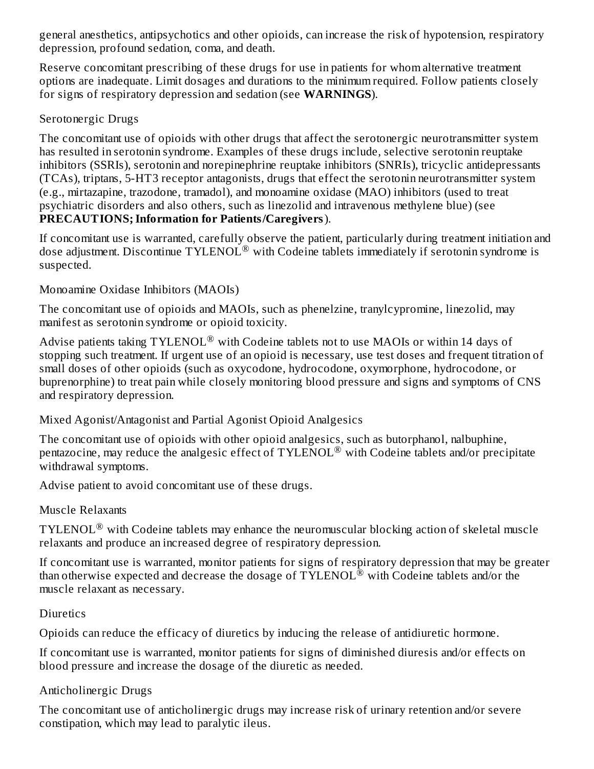general anesthetics, antipsychotics and other opioids, can increase the risk of hypotension, respiratory depression, profound sedation, coma, and death.

Reserve concomitant prescribing of these drugs for use in patients for whom alternative treatment options are inadequate. Limit dosages and durations to the minimum required. Follow patients closely for signs of respiratory depression and sedation (see **WARNINGS**).

Serotonergic Drugs

The concomitant use of opioids with other drugs that affect the serotonergic neurotransmitter system has resulted in serotonin syndrome. Examples of these drugs include, selective serotonin reuptake inhibitors (SSRIs), serotonin and norepinephrine reuptake inhibitors (SNRIs), tricyclic antidepressants (TCAs), triptans, 5-HT3 receptor antagonists, drugs that effect the serotonin neurotransmitter system (e.g., mirtazapine, trazodone, tramadol), and monoamine oxidase (MAO) inhibitors (used to treat psychiatric disorders and also others, such as linezolid and intravenous methylene blue) (see **PRECAUTIONS; Information for Patients/Caregivers**).

If concomitant use is warranted, carefully observe the patient, particularly during treatment initiation and dose adjustment. Discontinue TYLENOL® with Codeine tablets immediately if serotonin syndrome is suspected.

Monoamine Oxidase Inhibitors (MAOIs)

The concomitant use of opioids and MAOIs, such as phenelzine, tranylcypromine, linezolid, may manifest as serotonin syndrome or opioid toxicity.

Advise patients taking TYLENOL® with Codeine tablets not to use MAOIs or within 14 days of stopping such treatment. If urgent use of an opioid is necessary, use test doses and frequent titration of small doses of other opioids (such as oxycodone, hydrocodone, oxymorphone, hydrocodone, or buprenorphine) to treat pain while closely monitoring blood pressure and signs and symptoms of CNS and respiratory depression.

Mixed Agonist/Antagonist and Partial Agonist Opioid Analgesics

The concomitant use of opioids with other opioid analgesics, such as butorphanol, nalbuphine, pentazocine, may reduce the analgesic effect of TYLENOL® with Codeine tablets and/or precipitate withdrawal symptoms.

Advise patient to avoid concomitant use of these drugs.

Muscle Relaxants

TYLENOL® with Codeine tablets may enhance the neuromuscular blocking action of skeletal muscle relaxants and produce an increased degree of respiratory depression.

If concomitant use is warranted, monitor patients for signs of respiratory depression that may be greater than otherwise expected and decrease the dosage of TYLENOL® with Codeine tablets and/or the muscle relaxant as necessary.

Diuretics

Opioids can reduce the efficacy of diuretics by inducing the release of antidiuretic hormone.

If concomitant use is warranted, monitor patients for signs of diminished diuresis and/or effects on blood pressure and increase the dosage of the diuretic as needed.

Anticholinergic Drugs

The concomitant use of anticholinergic drugs may increase risk of urinary retention and/or severe constipation, which may lead to paralytic ileus.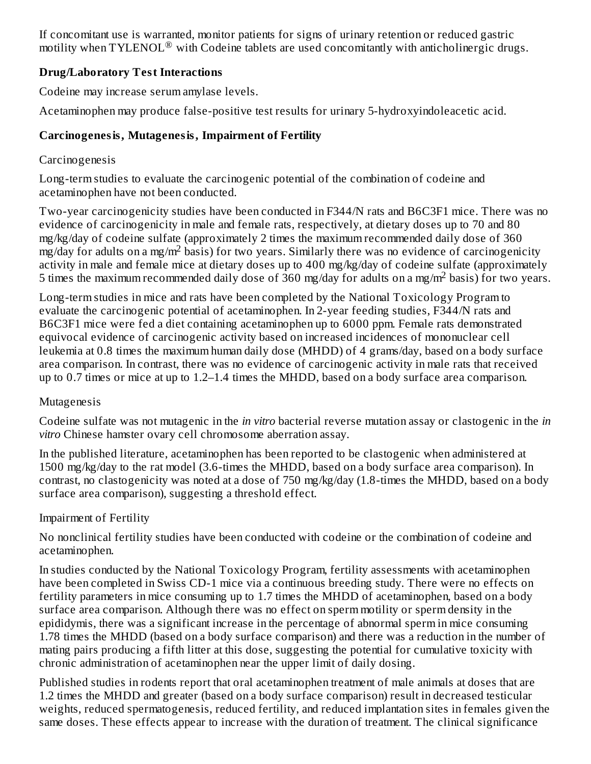If concomitant use is warranted, monitor patients for signs of urinary retention or reduced gastric motility when TYLENOL® with Codeine tablets are used concomitantly with anticholinergic drugs.

**Drug/Laboratory Test Interactions**

Codeine may increase serum amylase levels.

Acetaminophen may produce false-positive test results for urinary 5-hydroxyindoleacetic acid.

**Carcinogenesis, Mutagenesis, Impairment of Fertility**

Carcinogenesis

Long-term studies to evaluate the carcinogenic potential of the combination of codeine and acetaminophen have not been conducted.

Two-year carcinogenicity studies have been conducted in F344/N rats and B6C3F1 mice. There was no evidence of carcinogenicity in male and female rats, respectively, at dietary doses up to 70 and 80 mg/kg/day of codeine sulfate (approximately 2 times the maximum recommended daily dose of 360 mg/day for adults on a mg/m$^2$ basis) for two years. Similarly there was no evidence of carcinogenicity activity in male and female mice at dietary doses up to 400 mg/kg/day of codeine sulfate (approximately 5 times the maximum recommended daily dose of 360 mg/day for adults on a mg/m$^2$ basis) for two years.

Long-term studies in mice and rats have been completed by the National Toxicology Program to evaluate the carcinogenic potential of acetaminophen. In 2-year feeding studies, F344/N rats and B6C3F1 mice were fed a diet containing acetaminophen up to 6000 ppm. Female rats demonstrated equivocal evidence of carcinogenic activity based on increased incidences of mononuclear cell leukemia at 0.8 times the maximum human daily dose (MHDD) of 4 grams/day, based on a body surface area comparison. In contrast, there was no evidence of carcinogenic activity in male rats that received up to 0.7 times or mice at up to 1.2–1.4 times the MHDD, based on a body surface area comparison.

Mutagenesis

Codeine sulfate was not mutagenic in the *in vitro* bacterial reverse mutation assay or clastogenic in the *in vitro* Chinese hamster ovary cell chromosome aberration assay.

In the published literature, acetaminophen has been reported to be clastogenic when administered at 1500 mg/kg/day to the rat model (3.6-times the MHDD, based on a body surface area comparison). In contrast, no clastogenicity was noted at a dose of 750 mg/kg/day (1.8-times the MHDD, based on a body surface area comparison), suggesting a threshold effect.

Impairment of Fertility

No nonclinical fertility studies have been conducted with codeine or the combination of codeine and acetaminophen.

In studies conducted by the National Toxicology Program, fertility assessments with acetaminophen have been completed in Swiss CD-1 mice via a continuous breeding study. There were no effects on fertility parameters in mice consuming up to 1.7 times the MHDD of acetaminophen, based on a body surface area comparison. Although there was no effect on sperm motility or sperm density in the epididymis, there was a significant increase in the percentage of abnormal sperm in mice consuming 1.78 times the MHDD (based on a body surface comparison) and there was a reduction in the number of mating pairs producing a fifth litter at this dose, suggesting the potential for cumulative toxicity with chronic administration of acetaminophen near the upper limit of daily dosing.

Published studies in rodents report that oral acetaminophen treatment of male animals at doses that are 1.2 times the MHDD and greater (based on a body surface comparison) result in decreased testicular weights, reduced spermatogenesis, reduced fertility, and reduced implantation sites in females given the same doses. These effects appear to increase with the duration of treatment. The clinical significance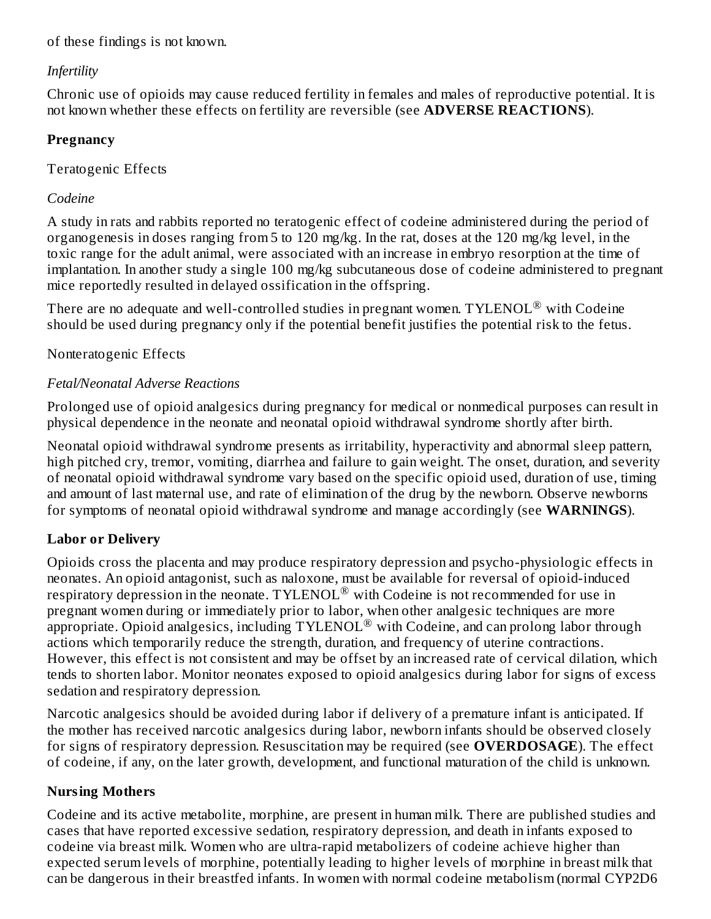of these findings is not known.

*Infertility*

Chronic use of opioids may cause reduced fertility in females and males of reproductive potential. It is not known whether these effects on fertility are reversible (see **ADVERSE REACTIONS**).

**Pregnancy**

Teratogenic Effects

*Codeine*

A study in rats and rabbits reported no teratogenic effect of codeine administered during the period of organogenesis in doses ranging from 5 to 120 mg/kg. In the rat, doses at the 120 mg/kg level, in the toxic range for the adult animal, were associated with an increase in embryo resorption at the time of implantation. In another study a single 100 mg/kg subcutaneous dose of codeine administered to pregnant mice reportedly resulted in delayed ossification in the offspring.

There are no adequate and well-controlled studies in pregnant women. TYLENOL® with Codeine should be used during pregnancy only if the potential benefit justifies the potential risk to the fetus.

Nonteratogenic Effects

*Fetal/Neonatal Adverse Reactions*

Prolonged use of opioid analgesics during pregnancy for medical or nonmedical purposes can result in physical dependence in the neonate and neonatal opioid withdrawal syndrome shortly after birth.

Neonatal opioid withdrawal syndrome presents as irritability, hyperactivity and abnormal sleep pattern, high pitched cry, tremor, vomiting, diarrhea and failure to gain weight. The onset, duration, and severity of neonatal opioid withdrawal syndrome vary based on the specific opioid used, duration of use, timing and amount of last maternal use, and rate of elimination of the drug by the newborn. Observe newborns for symptoms of neonatal opioid withdrawal syndrome and manage accordingly (see **WARNINGS**).

**Labor or Delivery**

Opioids cross the placenta and may produce respiratory depression and psycho-physiologic effects in neonates. An opioid antagonist, such as naloxone, must be available for reversal of opioid-induced respiratory depression in the neonate. TYLENOL® with Codeine is not recommended for use in pregnant women during or immediately prior to labor, when other analgesic techniques are more appropriate. Opioid analgesics, including TYLENOL® with Codeine, and can prolong labor through actions which temporarily reduce the strength, duration, and frequency of uterine contractions. However, this effect is not consistent and may be offset by an increased rate of cervical dilation, which tends to shorten labor. Monitor neonates exposed to opioid analgesics during labor for signs of excess sedation and respiratory depression.

Narcotic analgesics should be avoided during labor if delivery of a premature infant is anticipated. If the mother has received narcotic analgesics during labor, newborn infants should be observed closely for signs of respiratory depression. Resuscitation may be required (see **OVERDOSAGE**). The effect of codeine, if any, on the later growth, development, and functional maturation of the child is unknown.

**Nursing Mothers**

Codeine and its active metabolite, morphine, are present in human milk. There are published studies and cases that have reported excessive sedation, respiratory depression, and death in infants exposed to codeine via breast milk. Women who are ultra-rapid metabolizers of codeine achieve higher than expected serum levels of morphine, potentially leading to higher levels of morphine in breast milk that can be dangerous in their breastfed infants. In women with normal codeine metabolism (normal CYP2D6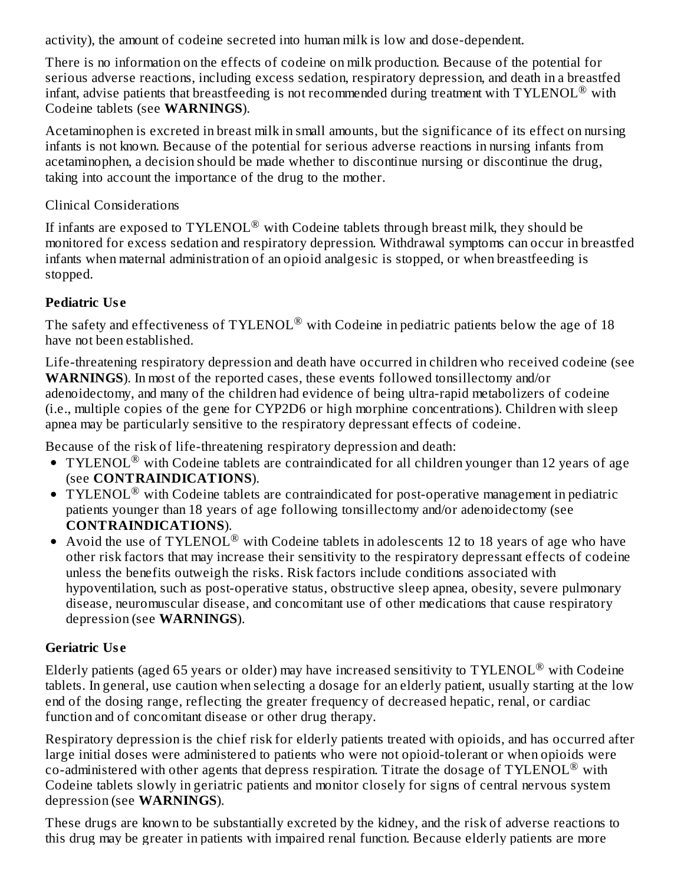activity), the amount of codeine secreted into human milk is low and dose-dependent.

There is no information on the effects of codeine on milk production. Because of the potential for serious adverse reactions, including excess sedation, respiratory depression, and death in a breastfed infant, advise patients that breastfeeding is not recommended during treatment with TYLENOL® with Codeine tablets (see **WARNINGS**).

Acetaminophen is excreted in breast milk in small amounts, but the significance of its effect on nursing infants is not known. Because of the potential for serious adverse reactions in nursing infants from acetaminophen, a decision should be made whether to discontinue nursing or discontinue the drug, taking into account the importance of the drug to the mother.

Clinical Considerations

If infants are exposed to TYLENOL® with Codeine tablets through breast milk, they should be monitored for excess sedation and respiratory depression. Withdrawal symptoms can occur in breastfed infants when maternal administration of an opioid analgesic is stopped, or when breastfeeding is stopped.

**Pediatric Use**

The safety and effectiveness of TYLENOL® with Codeine in pediatric patients below the age of 18 have not been established.

Life-threatening respiratory depression and death have occurred in children who received codeine (see **WARNINGS**). In most of the reported cases, these events followed tonsillectomy and/or adenoidectomy, and many of the children had evidence of being ultra-rapid metabolizers of codeine (i.e., multiple copies of the gene for CYP2D6 or high morphine concentrations). Children with sleep apnea may be particularly sensitive to the respiratory depressant effects of codeine.

Because of the risk of life-threatening respiratory depression and death:

- TYLENOL® with Codeine tablets are contraindicated for all children younger than 12 years of age (see **CONTRAINDICATIONS**).
- TYLENOL® with Codeine tablets are contraindicated for post-operative management in pediatric patients younger than 18 years of age following tonsillectomy and/or adenoidectomy (see **CONTRAINDICATIONS**).
- Avoid the use of TYLENOL® with Codeine tablets in adolescents 12 to 18 years of age who have other risk factors that may increase their sensitivity to the respiratory depressant effects of codeine unless the benefits outweigh the risks. Risk factors include conditions associated with hypoventilation, such as post-operative status, obstructive sleep apnea, obesity, severe pulmonary disease, neuromuscular disease, and concomitant use of other medications that cause respiratory depression (see **WARNINGS**).

**Geriatric Use**

Elderly patients (aged 65 years or older) may have increased sensitivity to TYLENOL® with Codeine tablets. In general, use caution when selecting a dosage for an elderly patient, usually starting at the low end of the dosing range, reflecting the greater frequency of decreased hepatic, renal, or cardiac function and of concomitant disease or other drug therapy.

Respiratory depression is the chief risk for elderly patients treated with opioids, and has occurred after large initial doses were administered to patients who were not opioid-tolerant or when opioids were co-administered with other agents that depress respiration. Titrate the dosage of TYLENOL® with Codeine tablets slowly in geriatric patients and monitor closely for signs of central nervous system depression (see **WARNINGS**).

These drugs are known to be substantially excreted by the kidney, and the risk of adverse reactions to this drug may be greater in patients with impaired renal function. Because elderly patients are more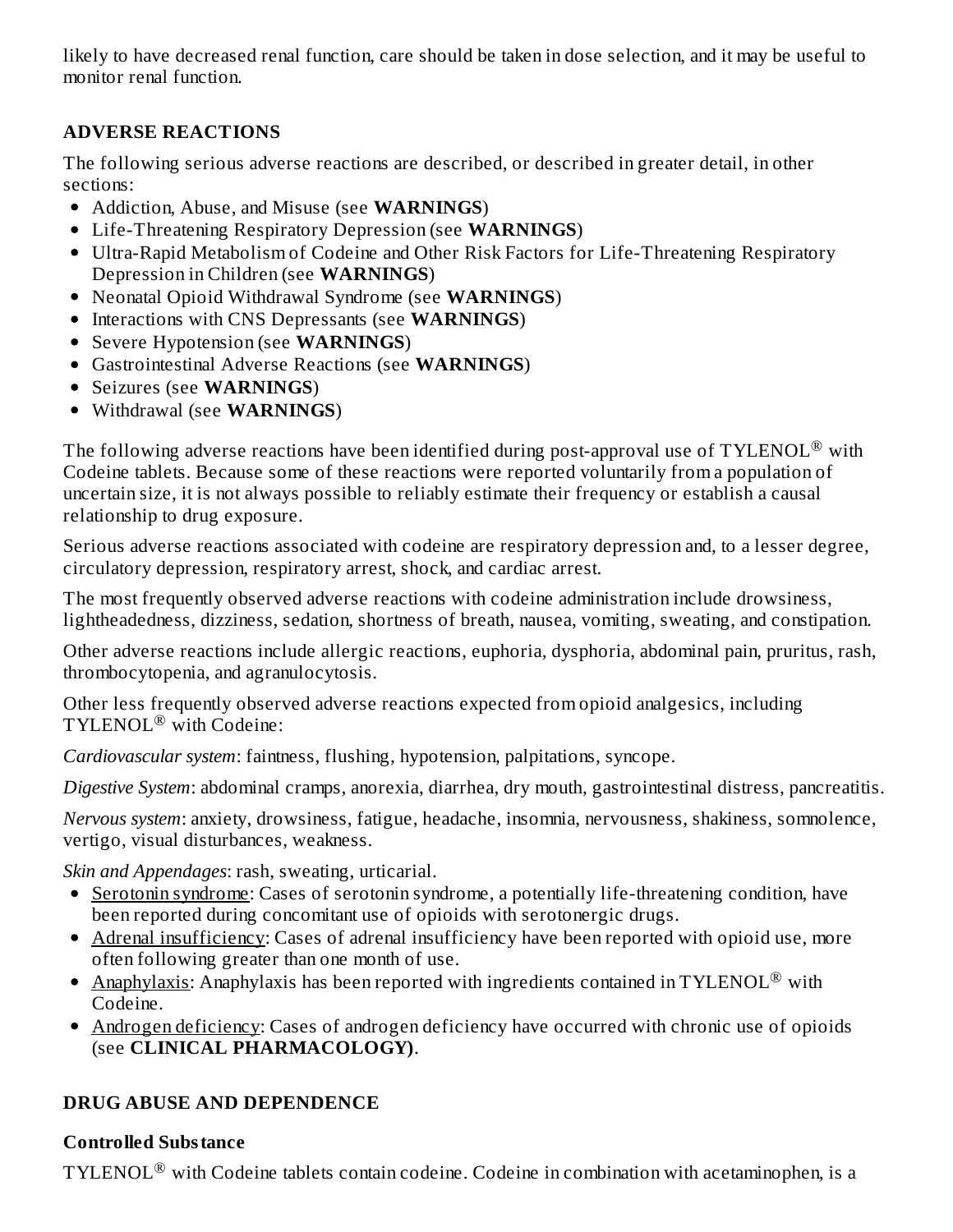likely to have decreased renal function, care should be taken in dose selection, and it may be useful to monitor renal function.

## ADVERSE REACTIONS

The following serious adverse reactions are described, or described in greater detail, in other sections:

- Addiction, Abuse, and Misuse (see **WARNINGS**)
- Life-Threatening Respiratory Depression (see **WARNINGS**)
- Ultra-Rapid Metabolism of Codeine and Other Risk Factors for Life-Threatening Respiratory Depression in Children (see **WARNINGS**)
- Neonatal Opioid Withdrawal Syndrome (see **WARNINGS**)
- Interactions with CNS Depressants (see **WARNINGS**)
- Severe Hypotension (see **WARNINGS**)
- Gastrointestinal Adverse Reactions (see **WARNINGS**)
- Seizures (see **WARNINGS**)
- Withdrawal (see **WARNINGS**)

The following adverse reactions have been identified during post-approval use of TYLENOL® with Codeine tablets. Because some of these reactions were reported voluntarily from a population of uncertain size, it is not always possible to reliably estimate their frequency or establish a causal relationship to drug exposure.

Serious adverse reactions associated with codeine are respiratory depression and, to a lesser degree, circulatory depression, respiratory arrest, shock, and cardiac arrest.

The most frequently observed adverse reactions with codeine administration include drowsiness, lightheadedness, dizziness, sedation, shortness of breath, nausea, vomiting, sweating, and constipation.

Other adverse reactions include allergic reactions, euphoria, dysphoria, abdominal pain, pruritus, rash, thrombocytopenia, and agranulocytosis.

Other less frequently observed adverse reactions expected from opioid analgesics, including TYLENOL® with Codeine:

*Cardiovascular system*: faintness, flushing, hypotension, palpitations, syncope.

*Digestive System*: abdominal cramps, anorexia, diarrhea, dry mouth, gastrointestinal distress, pancreatitis.

*Nervous system*: anxiety, drowsiness, fatigue, headache, insomnia, nervousness, shakiness, somnolence, vertigo, visual disturbances, weakness.

*Skin and Appendages*: rash, sweating, urticarial.

- Serotonin syndrome: Cases of serotonin syndrome, a potentially life-threatening condition, have been reported during concomitant use of opioids with serotonergic drugs.
- Adrenal insufficiency: Cases of adrenal insufficiency have been reported with opioid use, more often following greater than one month of use.
- Anaphylaxis: Anaphylaxis has been reported with ingredients contained in TYLENOL® with Codeine.
- Androgen deficiency: Cases of androgen deficiency have occurred with chronic use of opioids (see **CLINICAL PHARMACOLOGY)**.

## DRUG ABUSE AND DEPENDENCE

### Controlled Substance

TYLENOL® with Codeine tablets contain codeine. Codeine in combination with acetaminophen, is a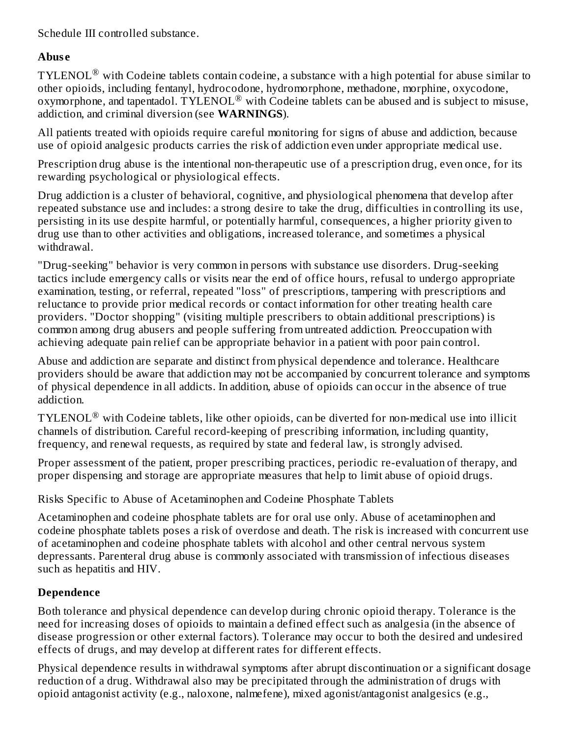Schedule III controlled substance.

**Abuse**

TYLENOL® with Codeine tablets contain codeine, a substance with a high potential for abuse similar to other opioids, including fentanyl, hydrocodone, hydromorphone, methadone, morphine, oxycodone, oxymorphone, and tapentadol. TYLENOL® with Codeine tablets can be abused and is subject to misuse, addiction, and criminal diversion (see **WARNINGS**).

All patients treated with opioids require careful monitoring for signs of abuse and addiction, because use of opioid analgesic products carries the risk of addiction even under appropriate medical use.

Prescription drug abuse is the intentional non-therapeutic use of a prescription drug, even once, for its rewarding psychological or physiological effects.

Drug addiction is a cluster of behavioral, cognitive, and physiological phenomena that develop after repeated substance use and includes: a strong desire to take the drug, difficulties in controlling its use, persisting in its use despite harmful, or potentially harmful, consequences, a higher priority given to drug use than to other activities and obligations, increased tolerance, and sometimes a physical withdrawal.

"Drug-seeking" behavior is very common in persons with substance use disorders. Drug-seeking tactics include emergency calls or visits near the end of office hours, refusal to undergo appropriate examination, testing, or referral, repeated "loss" of prescriptions, tampering with prescriptions and reluctance to provide prior medical records or contact information for other treating health care providers. "Doctor shopping" (visiting multiple prescribers to obtain additional prescriptions) is common among drug abusers and people suffering from untreated addiction. Preoccupation with achieving adequate pain relief can be appropriate behavior in a patient with poor pain control.

Abuse and addiction are separate and distinct from physical dependence and tolerance. Healthcare providers should be aware that addiction may not be accompanied by concurrent tolerance and symptoms of physical dependence in all addicts. In addition, abuse of opioids can occur in the absence of true addiction.

TYLENOL® with Codeine tablets, like other opioids, can be diverted for non-medical use into illicit channels of distribution. Careful record-keeping of prescribing information, including quantity, frequency, and renewal requests, as required by state and federal law, is strongly advised.

Proper assessment of the patient, proper prescribing practices, periodic re-evaluation of therapy, and proper dispensing and storage are appropriate measures that help to limit abuse of opioid drugs.

Risks Specific to Abuse of Acetaminophen and Codeine Phosphate Tablets

Acetaminophen and codeine phosphate tablets are for oral use only. Abuse of acetaminophen and codeine phosphate tablets poses a risk of overdose and death. The risk is increased with concurrent use of acetaminophen and codeine phosphate tablets with alcohol and other central nervous system depressants. Parenteral drug abuse is commonly associated with transmission of infectious diseases such as hepatitis and HIV.

**Dependence**

Both tolerance and physical dependence can develop during chronic opioid therapy. Tolerance is the need for increasing doses of opioids to maintain a defined effect such as analgesia (in the absence of disease progression or other external factors). Tolerance may occur to both the desired and undesired effects of drugs, and may develop at different rates for different effects.

Physical dependence results in withdrawal symptoms after abrupt discontinuation or a significant dosage reduction of a drug. Withdrawal also may be precipitated through the administration of drugs with opioid antagonist activity (e.g., naloxone, nalmefene), mixed agonist/antagonist analgesics (e.g.,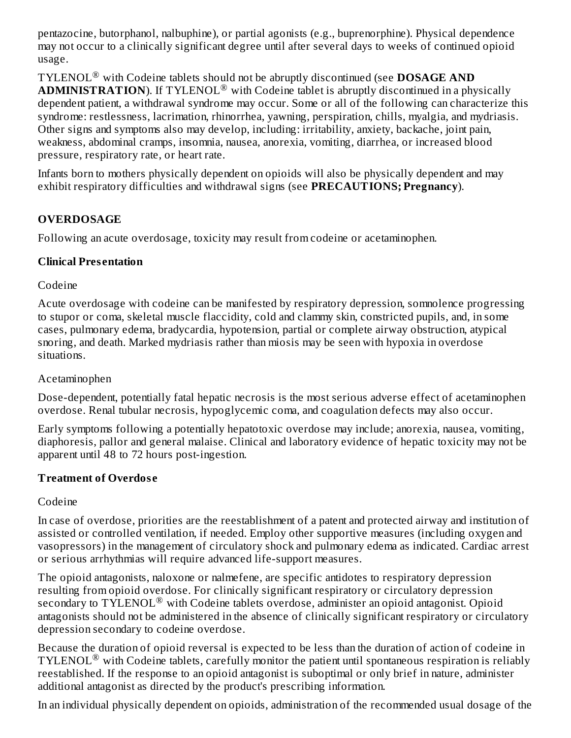pentazocine, butorphanol, nalbuphine), or partial agonists (e.g., buprenorphine). Physical dependence may not occur to a clinically significant degree until after several days to weeks of continued opioid usage.

TYLENOL® with Codeine tablets should not be abruptly discontinued (see **DOSAGE AND ADMINISTRATION**). If TYLENOL® with Codeine tablet is abruptly discontinued in a physically dependent patient, a withdrawal syndrome may occur. Some or all of the following can characterize this syndrome: restlessness, lacrimation, rhinorrhea, yawning, perspiration, chills, myalgia, and mydriasis. Other signs and symptoms also may develop, including: irritability, anxiety, backache, joint pain, weakness, abdominal cramps, insomnia, nausea, anorexia, vomiting, diarrhea, or increased blood pressure, respiratory rate, or heart rate.

Infants born to mothers physically dependent on opioids will also be physically dependent and may exhibit respiratory difficulties and withdrawal signs (see **PRECAUTIONS; Pregnancy**).

## OVERDOSAGE

Following an acute overdosage, toxicity may result from codeine or acetaminophen.

### Clinical Presentation

Codeine

Acute overdosage with codeine can be manifested by respiratory depression, somnolence progressing to stupor or coma, skeletal muscle flaccidity, cold and clammy skin, constricted pupils, and, in some cases, pulmonary edema, bradycardia, hypotension, partial or complete airway obstruction, atypical snoring, and death. Marked mydriasis rather than miosis may be seen with hypoxia in overdose situations.

Acetaminophen

Dose-dependent, potentially fatal hepatic necrosis is the most serious adverse effect of acetaminophen overdose. Renal tubular necrosis, hypoglycemic coma, and coagulation defects may also occur.

Early symptoms following a potentially hepatotoxic overdose may include; anorexia, nausea, vomiting, diaphoresis, pallor and general malaise. Clinical and laboratory evidence of hepatic toxicity may not be apparent until 48 to 72 hours post-ingestion.

### Treatment of Overdose

Codeine

In case of overdose, priorities are the reestablishment of a patent and protected airway and institution of assisted or controlled ventilation, if needed. Employ other supportive measures (including oxygen and vasopressors) in the management of circulatory shock and pulmonary edema as indicated. Cardiac arrest or serious arrhythmias will require advanced life-support measures.

The opioid antagonists, naloxone or nalmefene, are specific antidotes to respiratory depression resulting from opioid overdose. For clinically significant respiratory or circulatory depression secondary to TYLENOL® with Codeine tablets overdose, administer an opioid antagonist. Opioid antagonists should not be administered in the absence of clinically significant respiratory or circulatory depression secondary to codeine overdose.

Because the duration of opioid reversal is expected to be less than the duration of action of codeine in TYLENOL® with Codeine tablets, carefully monitor the patient until spontaneous respiration is reliably reestablished. If the response to an opioid antagonist is suboptimal or only brief in nature, administer additional antagonist as directed by the product's prescribing information.

In an individual physically dependent on opioids, administration of the recommended usual dosage of the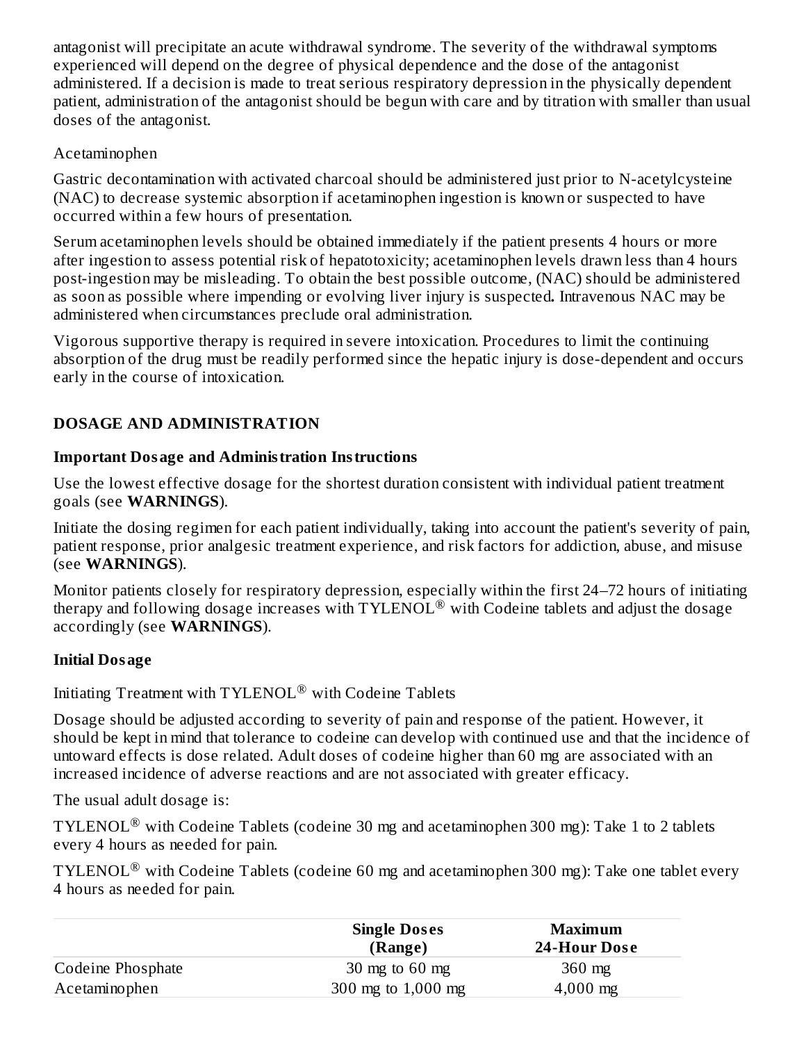antagonist will precipitate an acute withdrawal syndrome. The severity of the withdrawal symptoms experienced will depend on the degree of physical dependence and the dose of the antagonist administered. If a decision is made to treat serious respiratory depression in the physically dependent patient, administration of the antagonist should be begun with care and by titration with smaller than usual doses of the antagonist.

Acetaminophen

Gastric decontamination with activated charcoal should be administered just prior to N-acetylcysteine (NAC) to decrease systemic absorption if acetaminophen ingestion is known or suspected to have occurred within a few hours of presentation.

Serum acetaminophen levels should be obtained immediately if the patient presents 4 hours or more after ingestion to assess potential risk of hepatotoxicity; acetaminophen levels drawn less than 4 hours post-ingestion may be misleading. To obtain the best possible outcome, (NAC) should be administered as soon as possible where impending or evolving liver injury is suspected**.** Intravenous NAC may be administered when circumstances preclude oral administration.

Vigorous supportive therapy is required in severe intoxication. Procedures to limit the continuing absorption of the drug must be readily performed since the hepatic injury is dose-dependent and occurs early in the course of intoxication.

## DOSAGE AND ADMINISTRATION

### Important Dosage and Administration Instructions

Use the lowest effective dosage for the shortest duration consistent with individual patient treatment goals (see **WARNINGS**).

Initiate the dosing regimen for each patient individually, taking into account the patient's severity of pain, patient response, prior analgesic treatment experience, and risk factors for addiction, abuse, and misuse (see **WARNINGS**).

Monitor patients closely for respiratory depression, especially within the first 24–72 hours of initiating therapy and following dosage increases with TYLENOL® with Codeine tablets and adjust the dosage accordingly (see **WARNINGS**).

### Initial Dosage

Initiating Treatment with TYLENOL® with Codeine Tablets

Dosage should be adjusted according to severity of pain and response of the patient. However, it should be kept in mind that tolerance to codeine can develop with continued use and that the incidence of untoward effects is dose related. Adult doses of codeine higher than 60 mg are associated with an increased incidence of adverse reactions and are not associated with greater efficacy.

The usual adult dosage is:

TYLENOL® with Codeine Tablets (codeine 30 mg and acetaminophen 300 mg): Take 1 to 2 tablets every 4 hours as needed for pain.

TYLENOL® with Codeine Tablets (codeine 60 mg and acetaminophen 300 mg): Take one tablet every 4 hours as needed for pain.

| | **Single Doses (Range)** | **Maximum 24-Hour Dose** |
|---|---|---|
| Codeine Phosphate | 30 mg to 60 mg | 360 mg |
| Acetaminophen | 300 mg to 1,000 mg | 4,000 mg |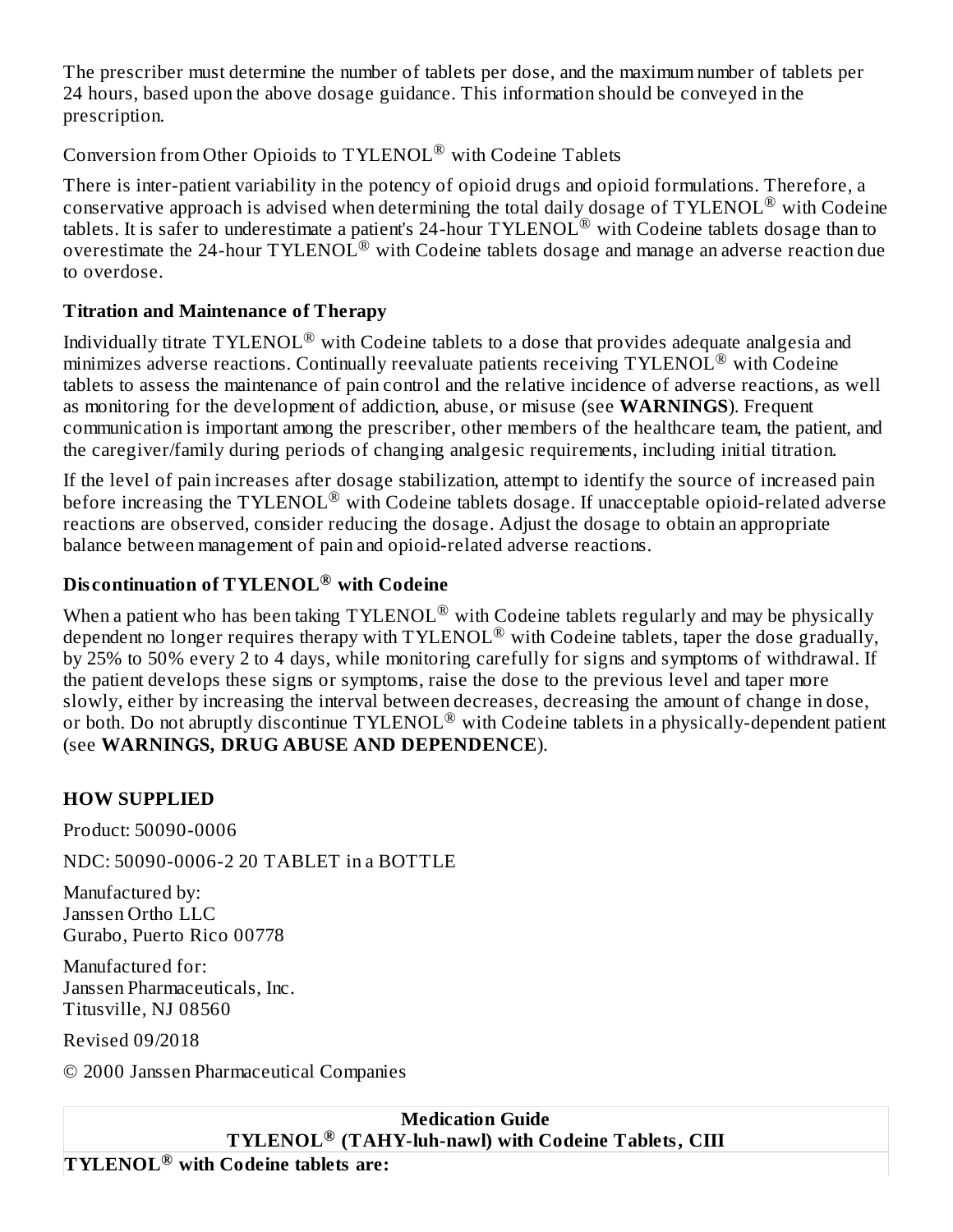The prescriber must determine the number of tablets per dose, and the maximum number of tablets per 24 hours, based upon the above dosage guidance. This information should be conveyed in the prescription.

Conversion from Other Opioids to TYLENOL® with Codeine Tablets

There is inter-patient variability in the potency of opioid drugs and opioid formulations. Therefore, a conservative approach is advised when determining the total daily dosage of TYLENOL® with Codeine tablets. It is safer to underestimate a patient's 24-hour TYLENOL® with Codeine tablets dosage than to overestimate the 24-hour TYLENOL® with Codeine tablets dosage and manage an adverse reaction due to overdose.

**Titration and Maintenance of Therapy**

Individually titrate TYLENOL® with Codeine tablets to a dose that provides adequate analgesia and minimizes adverse reactions. Continually reevaluate patients receiving TYLENOL® with Codeine tablets to assess the maintenance of pain control and the relative incidence of adverse reactions, as well as monitoring for the development of addiction, abuse, or misuse (see **WARNINGS**). Frequent communication is important among the prescriber, other members of the healthcare team, the patient, and the caregiver/family during periods of changing analgesic requirements, including initial titration.

If the level of pain increases after dosage stabilization, attempt to identify the source of increased pain before increasing the TYLENOL® with Codeine tablets dosage. If unacceptable opioid-related adverse reactions are observed, consider reducing the dosage. Adjust the dosage to obtain an appropriate balance between management of pain and opioid-related adverse reactions.

**Discontinuation of TYLENOL® with Codeine**

When a patient who has been taking TYLENOL® with Codeine tablets regularly and may be physically dependent no longer requires therapy with TYLENOL® with Codeine tablets, taper the dose gradually, by 25% to 50% every 2 to 4 days, while monitoring carefully for signs and symptoms of withdrawal. If the patient develops these signs or symptoms, raise the dose to the previous level and taper more slowly, either by increasing the interval between decreases, decreasing the amount of change in dose, or both. Do not abruptly discontinue TYLENOL® with Codeine tablets in a physically-dependent patient (see **WARNINGS, DRUG ABUSE AND DEPENDENCE**).

## HOW SUPPLIED

Product: 50090-0006

NDC: 50090-0006-2 20 TABLET in a BOTTLE

Manufactured by:
Janssen Ortho LLC
Gurabo, Puerto Rico 00778

Manufactured for:
Janssen Pharmaceuticals, Inc.
Titusville, NJ 08560

Revised 09/2018

© 2000 Janssen Pharmaceutical Companies

| **Medication Guide**<br>**TYLENOL® (TAHY-luh-nawl) with Codeine Tablets, CIII** |
| --- |
| **TYLENOL® with Codeine tablets are:** |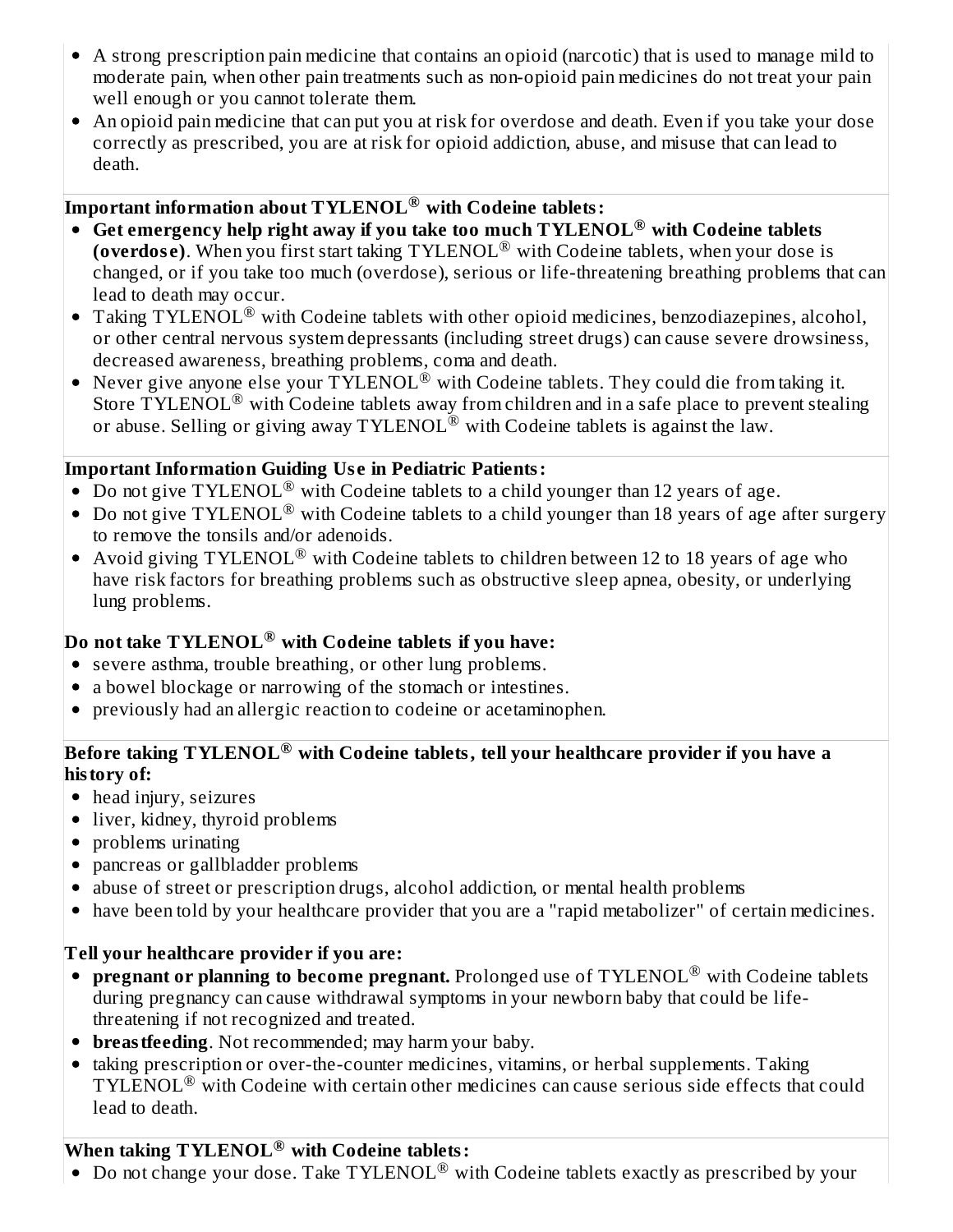- A strong prescription pain medicine that contains an opioid (narcotic) that is used to manage mild to moderate pain, when other pain treatments such as non-opioid pain medicines do not treat your pain well enough or you cannot tolerate them.
- An opioid pain medicine that can put you at risk for overdose and death. Even if you take your dose correctly as prescribed, you are at risk for opioid addiction, abuse, and misuse that can lead to death.

**Important information about TYLENOL® with Codeine tablets:**

- **Get emergency help right away if you take too much TYLENOL® with Codeine tablets (overdose)**. When you first start taking TYLENOL® with Codeine tablets, when your dose is changed, or if you take too much (overdose), serious or life-threatening breathing problems that can lead to death may occur.
- Taking TYLENOL® with Codeine tablets with other opioid medicines, benzodiazepines, alcohol, or other central nervous system depressants (including street drugs) can cause severe drowsiness, decreased awareness, breathing problems, coma and death.
- Never give anyone else your TYLENOL® with Codeine tablets. They could die from taking it. Store TYLENOL® with Codeine tablets away from children and in a safe place to prevent stealing or abuse. Selling or giving away TYLENOL® with Codeine tablets is against the law.

**Important Information Guiding Use in Pediatric Patients:**

- Do not give TYLENOL® with Codeine tablets to a child younger than 12 years of age.
- Do not give TYLENOL® with Codeine tablets to a child younger than 18 years of age after surgery to remove the tonsils and/or adenoids.
- Avoid giving TYLENOL® with Codeine tablets to children between 12 to 18 years of age who have risk factors for breathing problems such as obstructive sleep apnea, obesity, or underlying lung problems.

**Do not take TYLENOL® with Codeine tablets if you have:**

- severe asthma, trouble breathing, or other lung problems.
- a bowel blockage or narrowing of the stomach or intestines.
- previously had an allergic reaction to codeine or acetaminophen.

**Before taking TYLENOL® with Codeine tablets, tell your healthcare provider if you have a history of:**

- head injury, seizures
- liver, kidney, thyroid problems
- problems urinating
- pancreas or gallbladder problems
- abuse of street or prescription drugs, alcohol addiction, or mental health problems
- have been told by your healthcare provider that you are a "rapid metabolizer" of certain medicines.

**Tell your healthcare provider if you are:**

- **pregnant or planning to become pregnant.** Prolonged use of TYLENOL® with Codeine tablets during pregnancy can cause withdrawal symptoms in your newborn baby that could be life-threatening if not recognized and treated.
- **breastfeeding**. Not recommended; may harm your baby.
- taking prescription or over-the-counter medicines, vitamins, or herbal supplements. Taking TYLENOL® with Codeine with certain other medicines can cause serious side effects that could lead to death.

**When taking TYLENOL® with Codeine tablets:**

- Do not change your dose. Take TYLENOL® with Codeine tablets exactly as prescribed by your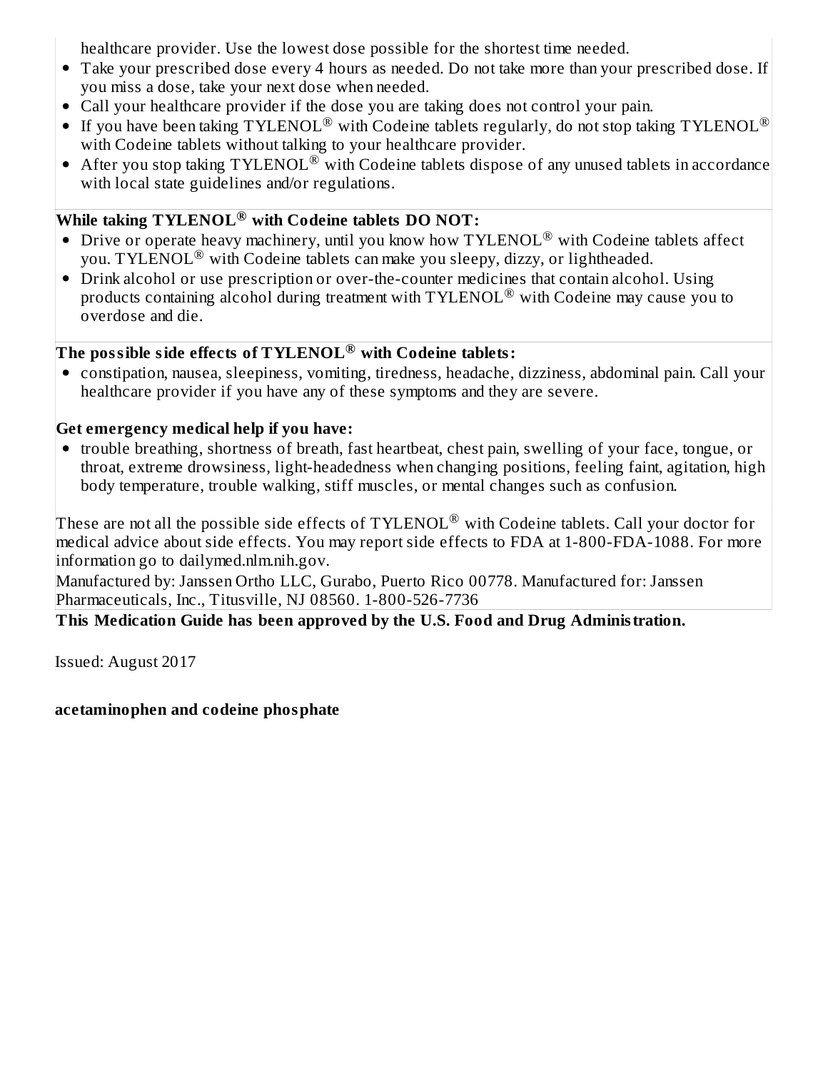healthcare provider. Use the lowest dose possible for the shortest time needed.

- Take your prescribed dose every 4 hours as needed. Do not take more than your prescribed dose. If you miss a dose, take your next dose when needed.
- Call your healthcare provider if the dose you are taking does not control your pain.
- If you have been taking TYLENOL® with Codeine tablets regularly, do not stop taking TYLENOL® with Codeine tablets without talking to your healthcare provider.
- After you stop taking TYLENOL® with Codeine tablets dispose of any unused tablets in accordance with local state guidelines and/or regulations.

**While taking TYLENOL® with Codeine tablets DO NOT:**

- Drive or operate heavy machinery, until you know how TYLENOL® with Codeine tablets affect you. TYLENOL® with Codeine tablets can make you sleepy, dizzy, or lightheaded.
- Drink alcohol or use prescription or over-the-counter medicines that contain alcohol. Using products containing alcohol during treatment with TYLENOL® with Codeine may cause you to overdose and die.

**The possible side effects of TYLENOL® with Codeine tablets:**

- constipation, nausea, sleepiness, vomiting, tiredness, headache, dizziness, abdominal pain. Call your healthcare provider if you have any of these symptoms and they are severe.

**Get emergency medical help if you have:**

- trouble breathing, shortness of breath, fast heartbeat, chest pain, swelling of your face, tongue, or throat, extreme drowsiness, light-headedness when changing positions, feeling faint, agitation, high body temperature, trouble walking, stiff muscles, or mental changes such as confusion.

These are not all the possible side effects of TYLENOL® with Codeine tablets. Call your doctor for medical advice about side effects. You may report side effects to FDA at 1-800-FDA-1088. For more information go to dailymed.nlm.nih.gov.

Manufactured by: Janssen Ortho LLC, Gurabo, Puerto Rico 00778. Manufactured for: Janssen Pharmaceuticals, Inc., Titusville, NJ 08560. 1-800-526-7736

**This Medication Guide has been approved by the U.S. Food and Drug Administration.**

Issued: August 2017

**acetaminophen and codeine phosphate**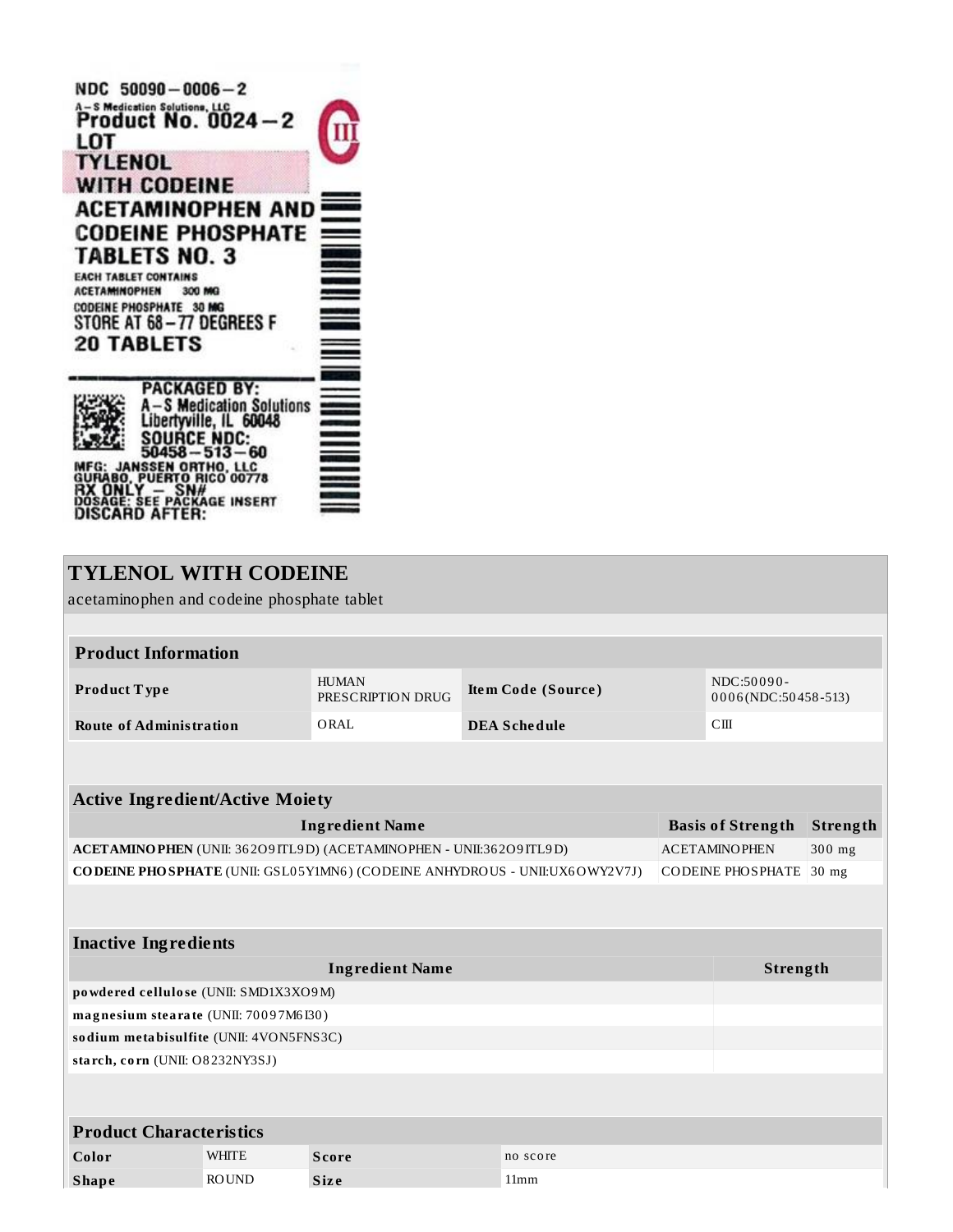NDC 50090-0006-2
A-S Medication Solutions, LLC
Product No. 0024-2
LOT
TYLENOL
WITH CODEINE
ACETAMINOPHEN AND
CODEINE PHOSPHATE
TABLETS NO. 3
EACH TABLET CONTAINS
ACETAMINOPHEN 300 MG
CODEINE PHOSPHATE 30 MG
STORE AT 68-77 DEGREES F
20 TABLETS

PACKAGED BY:
A-S Medication Solutions
Libertyville, IL 60048
SOURCE NDC:
50458-513-60
MFG: JANSSEN ORTHO, LLC
GURABO, PUERTO RICO 00778
RX ONLY - SN#
DOSAGE: SEE PACKAGE INSERT
DISCARD AFTER:

CIII

## TYLENOL WITH CODEINE

acetaminophen and codeine phosphate tablet

### Product Information

| | | | |
|---|---|---|---|
| **Product Type** | HUMAN PRESCRIPTION DRUG | **Item Code (Source)** | NDC:50090-0006(NDC:50458-513) |
| **Route of Administration** | ORAL | **DEA Schedule** | CIII |

### Active Ingredient/Active Moiety

| Ingredient Name | Basis of Strength | Strength |
|---|---|---|
| **ACETAMINOPHEN** (UNII: 362O9ITL9D) (ACETAMINOPHEN - UNII:362O9ITL9D) | ACETAMINOPHEN | 300 mg |
| **CODEINE PHOSPHATE** (UNII: GSL05Y1MN6) (CODEINE ANHYDROUS - UNII:UX6OWY2V7J) | CODEINE PHOSPHATE | 30 mg |

### Inactive Ingredients

| Ingredient Name | Strength |
|---|---|
| **powdered cellulose** (UNII: SMD1X3XO9M) | |
| **magnesium stearate** (UNII: 70097M6I30) | |
| **sodium metabisulfite** (UNII: 4VON5FNS3C) | |
| **starch, corn** (UNII: O8232NY3SJ) | |

### Product Characteristics

| | | | |
|---|---|---|---|
| **Color** | WHITE | **Score** | no score |
| **Shape** | ROUND | **Size** | 11mm |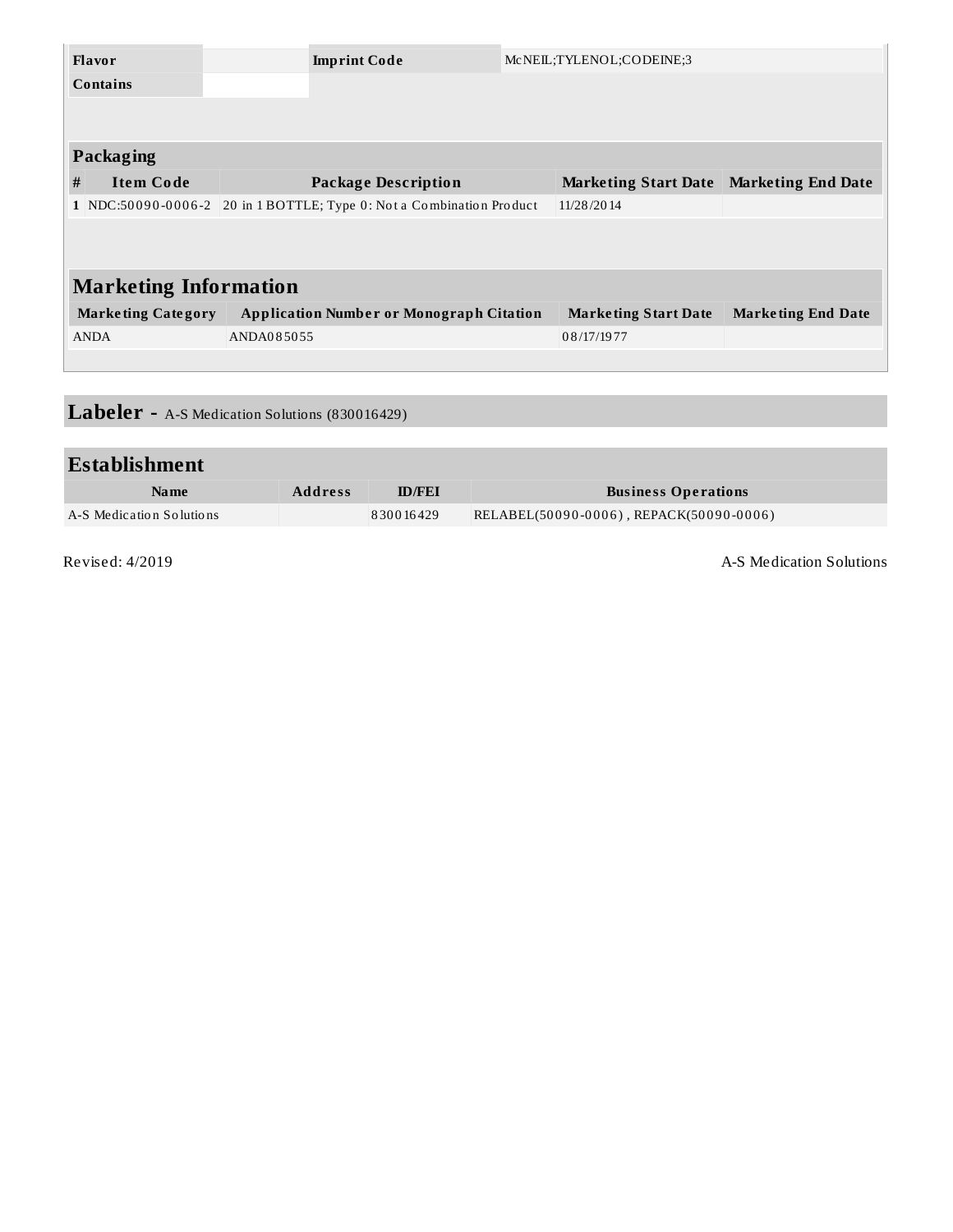| | | | |
|---|---|---|---|
| **Flavor** | | **Imprint Code** | McNEIL;TYLENOL;CODEINE;3 |
| **Contains** | | | |

### Packaging

| # | Item Code | Package Description | Marketing Start Date | Marketing End Date |
|---|---|---|---|---|
| 1 | NDC:50090-0006-2 | 20 in 1 BOTTLE; Type 0: Not a Combination Product | 11/28/2014 | |

### Marketing Information

| Marketing Category | Application Number or Monograph Citation | Marketing Start Date | Marketing End Date |
|---|---|---|---|
| ANDA | ANDA085055 | 08/17/1977 | |

## Labeler - A-S Medication Solutions (830016429)

## Establishment

| Name | Address | ID/FEI | Business Operations |
|---|---|---|---|
| A-S Medication Solutions | | 830016429 | RELABEL(50090-0006), REPACK(50090-0006) |

Revised: 4/2019

A-S Medication Solutions